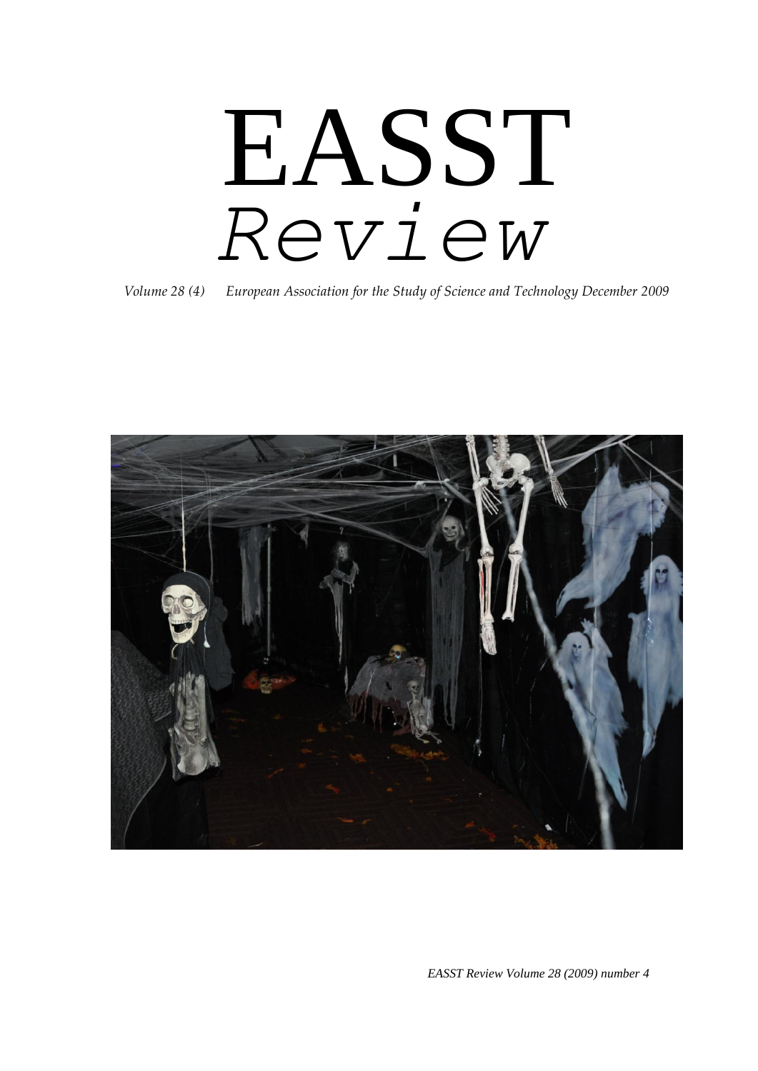# EASST

# *Review*

*Volume 28 (4) European Association for the Study of Science and Technology December 2009*

*EASST Review Volume 28 (2009) number 4*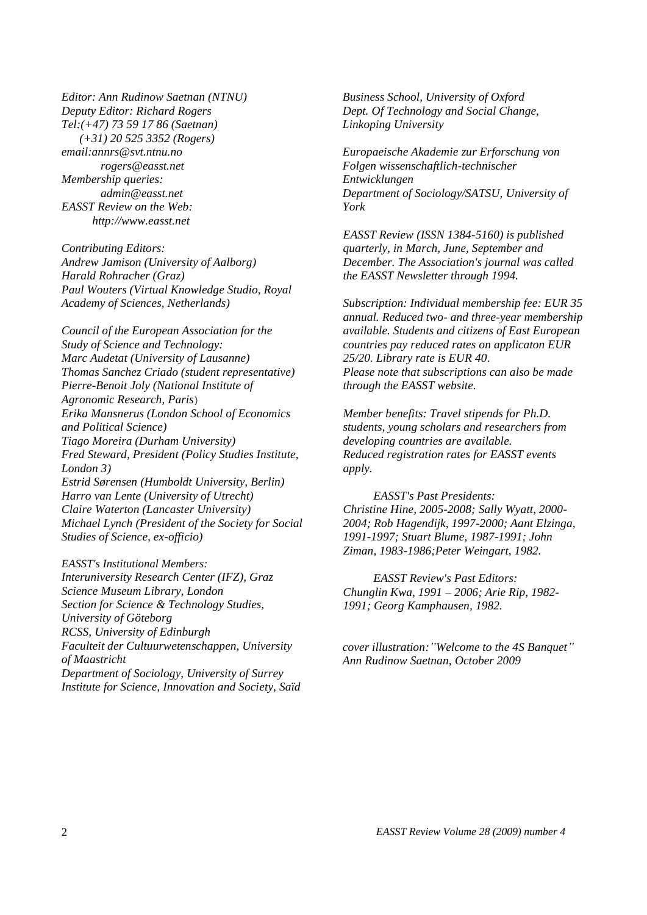*Editor: Ann Rudinow Saetnan (NTNU)*
*Deputy Editor: Richard Rogers*
*Tel:(+47) 73 59 17 86 (Saetnan)*
*(+31) 20 525 3352 (Rogers)*
*email:annrs@svt.ntnu.no*
*rogers@easst.net*
*Membership queries:*
*admin@easst.net*
*EASST Review on the Web:*
*http://www.easst.net*

*Contributing Editors:*
*Andrew Jamison (University of Aalborg)*
*Harald Rohracher (Graz)*
*Paul Wouters (Virtual Knowledge Studio, Royal Academy of Sciences, Netherlands)*

*Council of the European Association for the Study of Science and Technology:*
*Marc Audetat (University of Lausanne)*
*Thomas Sanchez Criado (student representative)*
*Pierre-Benoit Joly (National Institute of Agronomic Research, Paris)*
*Erika Mansnerus (London School of Economics and Political Science)*
*Tiago Moreira (Durham University)*
*Fred Steward, President (Policy Studies Institute, London 3)*
*Estrid Sørensen (Humboldt University, Berlin)*
*Harro van Lente (University of Utrecht)*
*Claire Waterton (Lancaster University)*
*Michael Lynch (President of the Society for Social Studies of Science, ex-officio)*

*EASST's Institutional Members:*
*Interuniversity Research Center (IFZ), Graz*
*Science Museum Library, London*
*Section for Science & Technology Studies, University of Göteborg*
*RCSS, University of Edinburgh*
*Faculteit der Cultuurwetenschappen, University of Maastricht*
*Department of Sociology, University of Surrey*
*Institute for Science, Innovation and Society, Saïd Business School, University of Oxford*
*Dept. Of Technology and Social Change, Linkoping University*

*Europaeische Akademie zur Erforschung von Folgen wissenschaftlich-technischer Entwicklungen*
*Department of Sociology/SATSU, University of York*

*EASST Review (ISSN 1384-5160) is published quarterly, in March, June, September and December. The Association's journal was called the EASST Newsletter through 1994.*

*Subscription: Individual membership fee: EUR 35 annual. Reduced two- and three-year membership available. Students and citizens of East European countries pay reduced rates on applicaton EUR 25/20. Library rate is EUR 40.*
*Please note that subscriptions can also be made through the EASST website.*

*Member benefits: Travel stipends for Ph.D. students, young scholars and researchers from developing countries are available.*
*Reduced registration rates for EASST events apply.*

*EASST's Past Presidents:*
*Christine Hine, 2005-2008; Sally Wyatt, 2000-2004; Rob Hagendijk, 1997-2000; Aant Elzinga, 1991-1997; Stuart Blume, 1987-1991; John Ziman, 1983-1986;Peter Weingart, 1982.*

*EASST Review's Past Editors:*
*Chunglin Kwa, 1991 – 2006; Arie Rip, 1982-1991; Georg Kamphausen, 1982.*

*cover illustration:"Welcome to the 4S Banquet" Ann Rudinow Saetnan, October 2009*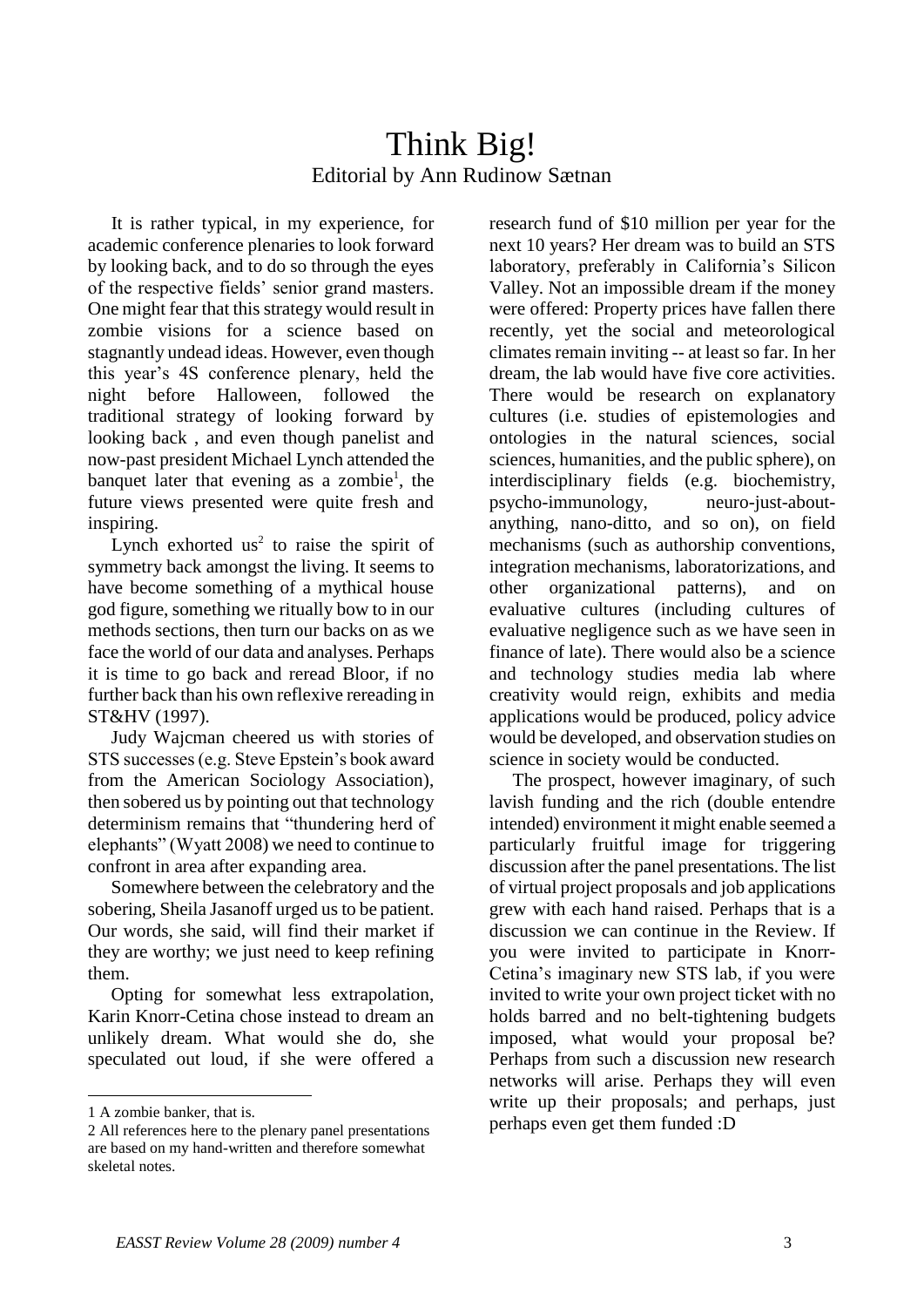# Think Big!

Editorial by Ann Rudinow Sætnan

It is rather typical, in my experience, for academic conference plenaries to look forward by looking back, and to do so through the eyes of the respective fields' senior grand masters. One might fear that this strategy would result in zombie visions for a science based on stagnantly undead ideas. However, even though this year's 4S conference plenary, held the night before Halloween, followed the traditional strategy of looking forward by looking back , and even though panelist and now-past president Michael Lynch attended the banquet later that evening as a zombie[1], the future views presented were quite fresh and inspiring.

Lynch exhorted us[2] to raise the spirit of symmetry back amongst the living. It seems to have become something of a mythical house god figure, something we ritually bow to in our methods sections, then turn our backs on as we face the world of our data and analyses. Perhaps it is time to go back and reread Bloor, if no further back than his own reflexive rereading in ST&HV (1997).

Judy Wajcman cheered us with stories of STS successes (e.g. Steve Epstein's book award from the American Sociology Association), then sobered us by pointing out that technology determinism remains that "thundering herd of elephants" (Wyatt 2008) we need to continue to confront in area after expanding area.

Somewhere between the celebratory and the sobering, Sheila Jasanoff urged us to be patient. Our words, she said, will find their market if they are worthy; we just need to keep refining them.

Opting for somewhat less extrapolation, Karin Knorr-Cetina chose instead to dream an unlikely dream. What would she do, she speculated out loud, if she were offered a research fund of $10 million per year for the next 10 years? Her dream was to build an STS laboratory, preferably in California's Silicon Valley. Not an impossible dream if the money were offered: Property prices have fallen there recently, yet the social and meteorological climates remain inviting -- at least so far. In her dream, the lab would have five core activities. There would be research on explanatory cultures (i.e. studies of epistemologies and ontologies in the natural sciences, social sciences, humanities, and the public sphere), on interdisciplinary fields (e.g. biochemistry, psycho-immunology, neuro-just-about-anything, nano-ditto, and so on), on field mechanisms (such as authorship conventions, integration mechanisms, laboratorizations, and other organizational patterns), and on evaluative cultures (including cultures of evaluative negligence such as we have seen in finance of late). There would also be a science and technology studies media lab where creativity would reign, exhibits and media applications would be produced, policy advice would be developed, and observation studies on science in society would be conducted.

The prospect, however imaginary, of such lavish funding and the rich (double entendre intended) environment it might enable seemed a particularly fruitful image for triggering discussion after the panel presentations. The list of virtual project proposals and job applications grew with each hand raised. Perhaps that is a discussion we can continue in the Review. If you were invited to participate in Knorr-Cetina's imaginary new STS lab, if you were invited to write your own project ticket with no holds barred and no belt-tightening budgets imposed, what would your proposal be? Perhaps from such a discussion new research networks will arise. Perhaps they will even write up their proposals; and perhaps, just perhaps even get them funded :D

---

[1] A zombie banker, that is.

[2] All references here to the plenary panel presentations are based on my hand-written and therefore somewhat skeletal notes.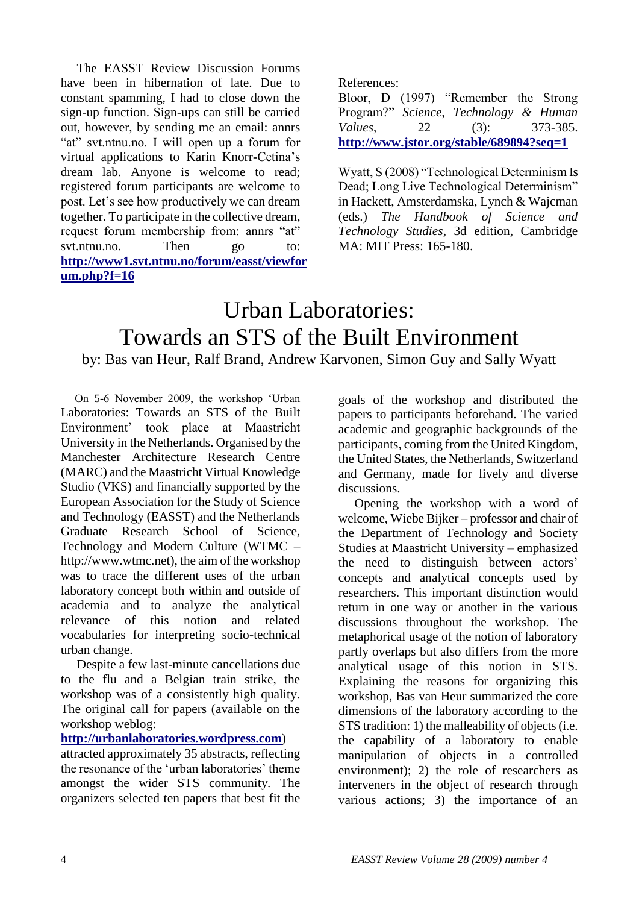The EASST Review Discussion Forums have been in hibernation of late. Due to constant spamming, I had to close down the sign-up function. Sign-ups can still be carried out, however, by sending me an email: annrs "at" svt.ntnu.no. I will open up a forum for virtual applications to Karin Knorr-Cetina's dream lab. Anyone is welcome to read; registered forum participants are welcome to post. Let's see how productively we can dream together. To participate in the collective dream, request forum membership from: annrs "at" svt.ntnu.no. Then go to: **http://www1.svt.ntnu.no/forum/easst/viewforum.php?f=16**

References:

Bloor, D (1997) "Remember the Strong Program?" *Science, Technology & Human Values*, 22 (3): 373-385. **http://www.jstor.org/stable/689894?seq=1**

Wyatt, S (2008) "Technological Determinism Is Dead; Long Live Technological Determinism" in Hackett, Amsterdamska, Lynch & Wajcman (eds.) *The Handbook of Science and Technology Studies*, 3d edition, Cambridge MA: MIT Press: 165-180.

# Urban Laboratories: Towards an STS of the Built Environment

by: Bas van Heur, Ralf Brand, Andrew Karvonen, Simon Guy and Sally Wyatt

On 5-6 November 2009, the workshop 'Urban Laboratories: Towards an STS of the Built Environment' took place at Maastricht University in the Netherlands. Organised by the Manchester Architecture Research Centre (MARC) and the Maastricht Virtual Knowledge Studio (VKS) and financially supported by the European Association for the Study of Science and Technology (EASST) and the Netherlands Graduate Research School of Science, Technology and Modern Culture (WTMC – http://www.wtmc.net), the aim of the workshop was to trace the different uses of the urban laboratory concept both within and outside of academia and to analyze the analytical relevance of this notion and related vocabularies for interpreting socio-technical urban change.

Despite a few last-minute cancellations due to the flu and a Belgian train strike, the workshop was of a consistently high quality. The original call for papers (available on the workshop weblog: **http://urbanlaboratories.wordpress.com**) attracted approximately 35 abstracts, reflecting the resonance of the 'urban laboratories' theme amongst the wider STS community. The organizers selected ten papers that best fit the goals of the workshop and distributed the papers to participants beforehand. The varied academic and geographic backgrounds of the participants, coming from the United Kingdom, the United States, the Netherlands, Switzerland and Germany, made for lively and diverse discussions.

Opening the workshop with a word of welcome, Wiebe Bijker – professor and chair of the Department of Technology and Society Studies at Maastricht University – emphasized the need to distinguish between actors' concepts and analytical concepts used by researchers. This important distinction would return in one way or another in the various discussions throughout the workshop. The metaphorical usage of the notion of laboratory partly overlaps but also differs from the more analytical usage of this notion in STS. Explaining the reasons for organizing this workshop, Bas van Heur summarized the core dimensions of the laboratory according to the STS tradition: 1) the malleability of objects (i.e. the capability of a laboratory to enable manipulation of objects in a controlled environment); 2) the role of researchers as interveners in the object of research through various actions; 3) the importance of an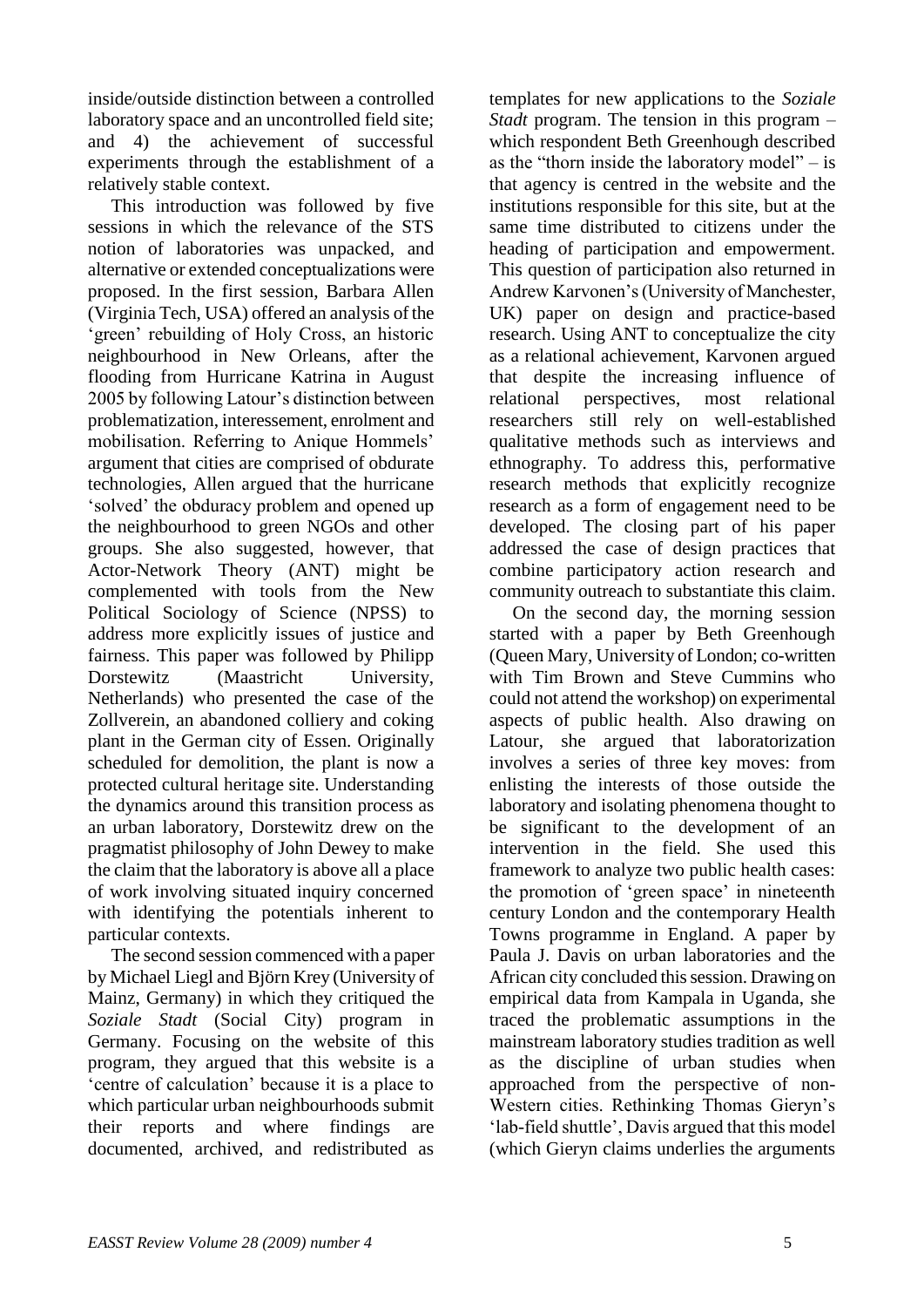inside/outside distinction between a controlled laboratory space and an uncontrolled field site; and 4) the achievement of successful experiments through the establishment of a relatively stable context.

This introduction was followed by five sessions in which the relevance of the STS notion of laboratories was unpacked, and alternative or extended conceptualizations were proposed. In the first session, Barbara Allen (Virginia Tech, USA) offered an analysis of the 'green' rebuilding of Holy Cross, an historic neighbourhood in New Orleans, after the flooding from Hurricane Katrina in August 2005 by following Latour's distinction between problematization, interessement, enrolment and mobilisation. Referring to Anique Hommels' argument that cities are comprised of obdurate technologies, Allen argued that the hurricane 'solved' the obduracy problem and opened up the neighbourhood to green NGOs and other groups. She also suggested, however, that Actor-Network Theory (ANT) might be complemented with tools from the New Political Sociology of Science (NPSS) to address more explicitly issues of justice and fairness. This paper was followed by Philipp Dorstewitz (Maastricht University, Netherlands) who presented the case of the Zollverein, an abandoned colliery and coking plant in the German city of Essen. Originally scheduled for demolition, the plant is now a protected cultural heritage site. Understanding the dynamics around this transition process as an urban laboratory, Dorstewitz drew on the pragmatist philosophy of John Dewey to make the claim that the laboratory is above all a place of work involving situated inquiry concerned with identifying the potentials inherent to particular contexts.

The second session commenced with a paper by Michael Liegl and Björn Krey (University of Mainz, Germany) in which they critiqued the *Soziale Stadt* (Social City) program in Germany. Focusing on the website of this program, they argued that this website is a 'centre of calculation' because it is a place to which particular urban neighbourhoods submit their reports and where findings are documented, archived, and redistributed as templates for new applications to the *Soziale Stadt* program. The tension in this program – which respondent Beth Greenhough described as the "thorn inside the laboratory model" – is that agency is centred in the website and the institutions responsible for this site, but at the same time distributed to citizens under the heading of participation and empowerment. This question of participation also returned in Andrew Karvonen's (University of Manchester, UK) paper on design and practice-based research. Using ANT to conceptualize the city as a relational achievement, Karvonen argued that despite the increasing influence of relational perspectives, most relational researchers still rely on well-established qualitative methods such as interviews and ethnography. To address this, performative research methods that explicitly recognize research as a form of engagement need to be developed. The closing part of his paper addressed the case of design practices that combine participatory action research and community outreach to substantiate this claim.

On the second day, the morning session started with a paper by Beth Greenhough (Queen Mary, University of London; co-written with Tim Brown and Steve Cummins who could not attend the workshop) on experimental aspects of public health. Also drawing on Latour, she argued that laboratorization involves a series of three key moves: from enlisting the interests of those outside the laboratory and isolating phenomena thought to be significant to the development of an intervention in the field. She used this framework to analyze two public health cases: the promotion of 'green space' in nineteenth century London and the contemporary Health Towns programme in England. A paper by Paula J. Davis on urban laboratories and the African city concluded this session. Drawing on empirical data from Kampala in Uganda, she traced the problematic assumptions in the mainstream laboratory studies tradition as well as the discipline of urban studies when approached from the perspective of non-Western cities. Rethinking Thomas Gieryn's 'lab-field shuttle', Davis argued that this model (which Gieryn claims underlies the arguments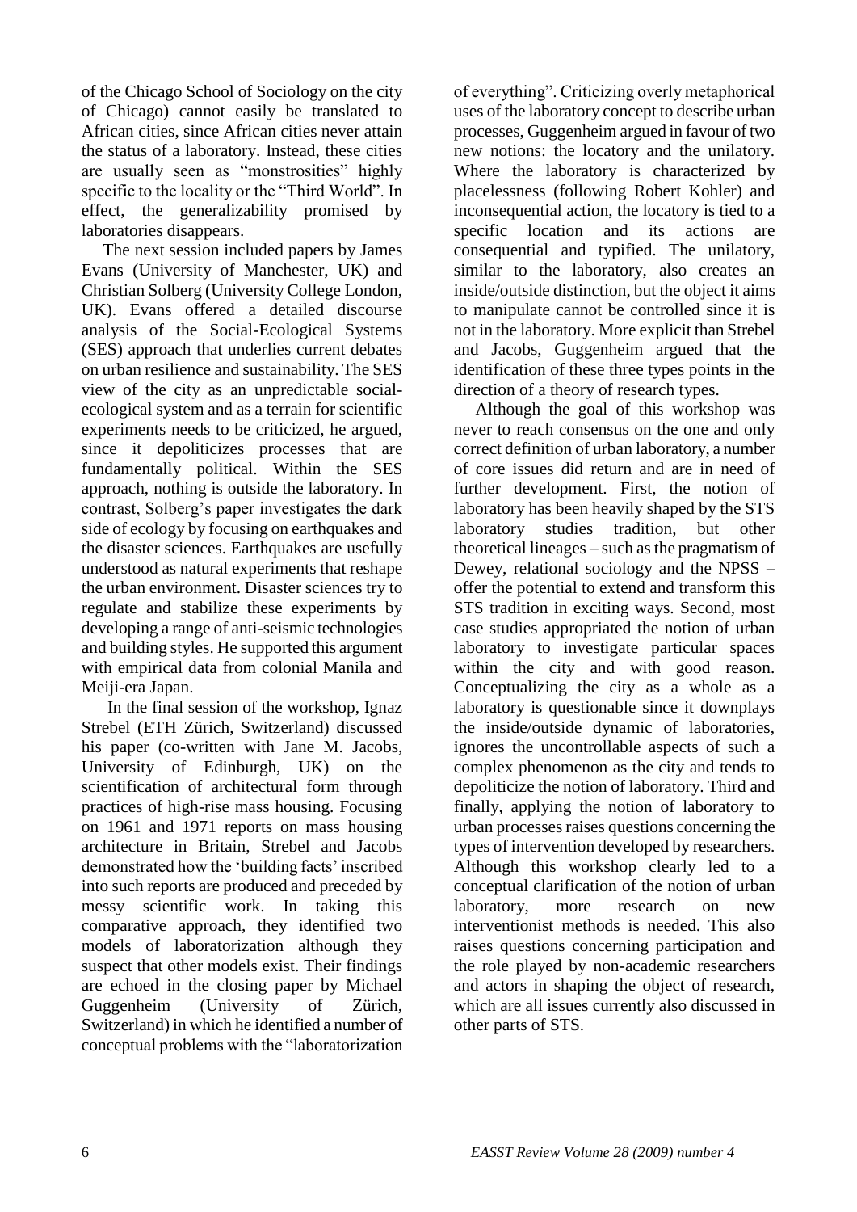of the Chicago School of Sociology on the city of Chicago) cannot easily be translated to African cities, since African cities never attain the status of a laboratory. Instead, these cities are usually seen as "monstrosities" highly specific to the locality or the "Third World". In effect, the generalizability promised by laboratories disappears.

The next session included papers by James Evans (University of Manchester, UK) and Christian Solberg (University College London, UK). Evans offered a detailed discourse analysis of the Social-Ecological Systems (SES) approach that underlies current debates on urban resilience and sustainability. The SES view of the city as an unpredictable social-ecological system and as a terrain for scientific experiments needs to be criticized, he argued, since it depoliticizes processes that are fundamentally political. Within the SES approach, nothing is outside the laboratory. In contrast, Solberg's paper investigates the dark side of ecology by focusing on earthquakes and the disaster sciences. Earthquakes are usefully understood as natural experiments that reshape the urban environment. Disaster sciences try to regulate and stabilize these experiments by developing a range of anti-seismic technologies and building styles. He supported this argument with empirical data from colonial Manila and Meiji-era Japan.

In the final session of the workshop, Ignaz Strebel (ETH Zürich, Switzerland) discussed his paper (co-written with Jane M. Jacobs, University of Edinburgh, UK) on the scientification of architectural form through practices of high-rise mass housing. Focusing on 1961 and 1971 reports on mass housing architecture in Britain, Strebel and Jacobs demonstrated how the 'building facts' inscribed into such reports are produced and preceded by messy scientific work. In taking this comparative approach, they identified two models of laboratorization although they suspect that other models exist. Their findings are echoed in the closing paper by Michael Guggenheim (University of Zürich, Switzerland) in which he identified a number of conceptual problems with the "laboratorization of everything". Criticizing overly metaphorical uses of the laboratory concept to describe urban processes, Guggenheim argued in favour of two new notions: the locatory and the unilatory. Where the laboratory is characterized by placelessness (following Robert Kohler) and inconsequential action, the locatory is tied to a specific location and its actions are consequential and typified. The unilatory, similar to the laboratory, also creates an inside/outside distinction, but the object it aims to manipulate cannot be controlled since it is not in the laboratory. More explicit than Strebel and Jacobs, Guggenheim argued that the identification of these three types points in the direction of a theory of research types.

Although the goal of this workshop was never to reach consensus on the one and only correct definition of urban laboratory, a number of core issues did return and are in need of further development. First, the notion of laboratory has been heavily shaped by the STS laboratory studies tradition, but other theoretical lineages – such as the pragmatism of Dewey, relational sociology and the NPSS – offer the potential to extend and transform this STS tradition in exciting ways. Second, most case studies appropriated the notion of urban laboratory to investigate particular spaces within the city and with good reason. Conceptualizing the city as a whole as a laboratory is questionable since it downplays the inside/outside dynamic of laboratories, ignores the uncontrollable aspects of such a complex phenomenon as the city and tends to depoliticize the notion of laboratory. Third and finally, applying the notion of laboratory to urban processes raises questions concerning the types of intervention developed by researchers. Although this workshop clearly led to a conceptual clarification of the notion of urban laboratory, more research on new interventionist methods is needed. This also raises questions concerning participation and the role played by non-academic researchers and actors in shaping the object of research, which are all issues currently also discussed in other parts of STS.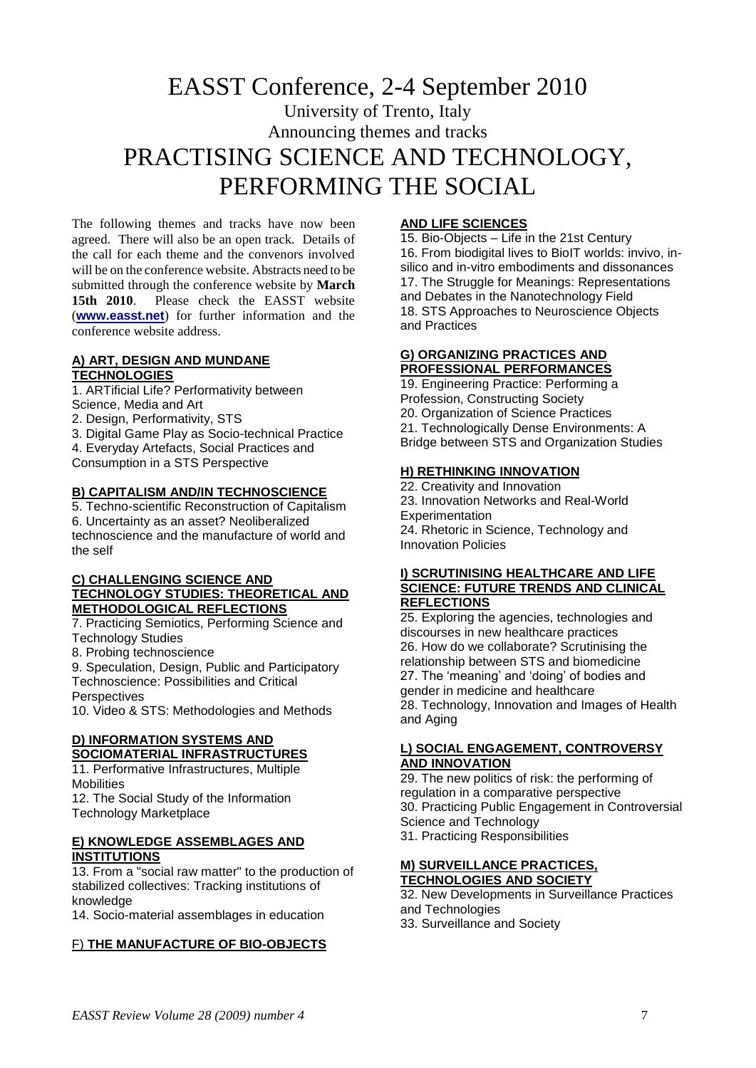# EASST Conference, 2-4 September 2010

University of Trento, Italy

Announcing themes and tracks

# PRACTISING SCIENCE AND TECHNOLOGY, PERFORMING THE SOCIAL

The following themes and tracks have now been agreed. There will also be an open track. Details of the call for each theme and the convenors involved will be on the conference website. Abstracts need to be submitted through the conference website by **March 15th 2010**. Please check the EASST website (**www.easst.net**) for further information and the conference website address.

### A) ART, DESIGN AND MUNDANE TECHNOLOGIES

1. ARTificial Life? Performativity between Science, Media and Art
2. Design, Performativity, STS
3. Digital Game Play as Socio-technical Practice
4. Everyday Artefacts, Social Practices and Consumption in a STS Perspective

### B) CAPITALISM AND/IN TECHNOSCIENCE

5. Techno-scientific Reconstruction of Capitalism
6. Uncertainty as an asset? Neoliberalized technoscience and the manufacture of world and the self

### C) CHALLENGING SCIENCE AND TECHNOLOGY STUDIES: THEORETICAL AND METHODOLOGICAL REFLECTIONS

7. Practicing Semiotics, Performing Science and Technology Studies
8. Probing technoscience
9. Speculation, Design, Public and Participatory Technoscience: Possibilities and Critical Perspectives
10. Video & STS: Methodologies and Methods

### D) INFORMATION SYSTEMS AND SOCIOMATERIAL INFRASTRUCTURES

11. Performative Infrastructures, Multiple Mobilities
12. The Social Study of the Information Technology Marketplace

### E) KNOWLEDGE ASSEMBLAGES AND INSTITUTIONS

13. From a "social raw matter" to the production of stabilized collectives: Tracking institutions of knowledge
14. Socio-material assemblages in education

### F) THE MANUFACTURE OF BIO-OBJECTS AND LIFE SCIENCES

15. Bio-Objects – Life in the 21st Century
16. From biodigital lives to BioIT worlds: invivo, in-silico and in-vitro embodiments and dissonances
17. The Struggle for Meanings: Representations and Debates in the Nanotechnology Field
18. STS Approaches to Neuroscience Objects and Practices

### G) ORGANIZING PRACTICES AND PROFESSIONAL PERFORMANCES

19. Engineering Practice: Performing a Profession, Constructing Society
20. Organization of Science Practices
21. Technologically Dense Environments: A Bridge between STS and Organization Studies

### H) RETHINKING INNOVATION

22. Creativity and Innovation
23. Innovation Networks and Real-World Experimentation
24. Rhetoric in Science, Technology and Innovation Policies

### I) SCRUTINISING HEALTHCARE AND LIFE SCIENCE: FUTURE TRENDS AND CLINICAL REFLECTIONS

25. Exploring the agencies, technologies and discourses in new healthcare practices
26. How do we collaborate? Scrutinising the relationship between STS and biomedicine
27. The 'meaning' and 'doing' of bodies and gender in medicine and healthcare
28. Technology, Innovation and Images of Health and Aging

### L) SOCIAL ENGAGEMENT, CONTROVERSY AND INNOVATION

29. The new politics of risk: the performing of regulation in a comparative perspective
30. Practicing Public Engagement in Controversial Science and Technology
31. Practicing Responsibilities

### M) SURVEILLANCE PRACTICES, TECHNOLOGIES AND SOCIETY

32. New Developments in Surveillance Practices and Technologies
33. Surveillance and Society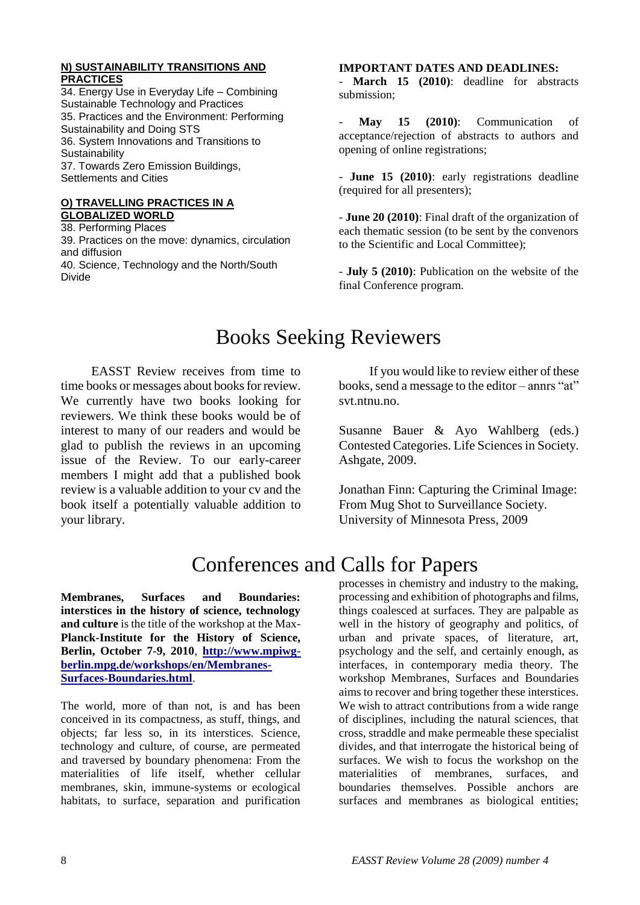**N) SUSTAINABILITY TRANSITIONS AND PRACTICES**

34. Energy Use in Everyday Life – Combining Sustainable Technology and Practices
35. Practices and the Environment: Performing Sustainability and Doing STS
36. System Innovations and Transitions to Sustainability
37. Towards Zero Emission Buildings, Settlements and Cities

**O) TRAVELLING PRACTICES IN A GLOBALIZED WORLD**

38. Performing Places
39. Practices on the move: dynamics, circulation and diffusion
40. Science, Technology and the North/South Divide

**IMPORTANT DATES AND DEADLINES:**

- **March 15 (2010)**: deadline for abstracts submission;
- **May 15 (2010)**: Communication of acceptance/rejection of abstracts to authors and opening of online registrations;
- **June 15 (2010)**: early registrations deadline (required for all presenters);
- **June 20 (2010)**: Final draft of the organization of each thematic session (to be sent by the convenors to the Scientific and Local Committee);
- **July 5 (2010)**: Publication on the website of the final Conference program.

# Books Seeking Reviewers

EASST Review receives from time to time books or messages about books for review. We currently have two books looking for reviewers. We think these books would be of interest to many of our readers and would be glad to publish the reviews in an upcoming issue of the Review. To our early-career members I might add that a published book review is a valuable addition to your cv and the book itself a potentially valuable addition to your library.

If you would like to review either of these books, send a message to the editor – annrs "at" svt.ntnu.no.

Susanne Bauer & Ayo Wahlberg (eds.) Contested Categories. Life Sciences in Society. Ashgate, 2009.

Jonathan Finn: Capturing the Criminal Image: From Mug Shot to Surveillance Society. University of Minnesota Press, 2009

# Conferences and Calls for Papers

**Membranes, Surfaces and Boundaries: interstices in the history of science, technology and culture** is the title of the workshop at the Max-**Planck-Institute for the History of Science, Berlin, October 7-9, 2010**, **http://www.mpiwg-berlin.mpg.de/workshops/en/Membranes-Surfaces-Boundaries.html**.

The world, more of than not, is and has been conceived in its compactness, as stuff, things, and objects; far less so, in its interstices. Science, technology and culture, of course, are permeated and traversed by boundary phenomena: From the materialities of life itself, whether cellular membranes, skin, immune-systems or ecological habitats, to surface, separation and purification processes in chemistry and industry to the making, processing and exhibition of photographs and films, things coalesced at surfaces. They are palpable as well in the history of geography and politics, of urban and private spaces, of literature, art, psychology and the self, and certainly enough, as interfaces, in contemporary media theory. The workshop Membranes, Surfaces and Boundaries aims to recover and bring together these interstices. We wish to attract contributions from a wide range of disciplines, including the natural sciences, that cross, straddle and make permeable these specialist divides, and that interrogate the historical being of surfaces. We wish to focus the workshop on the materialities of membranes, surfaces, and boundaries themselves. Possible anchors are surfaces and membranes as biological entities;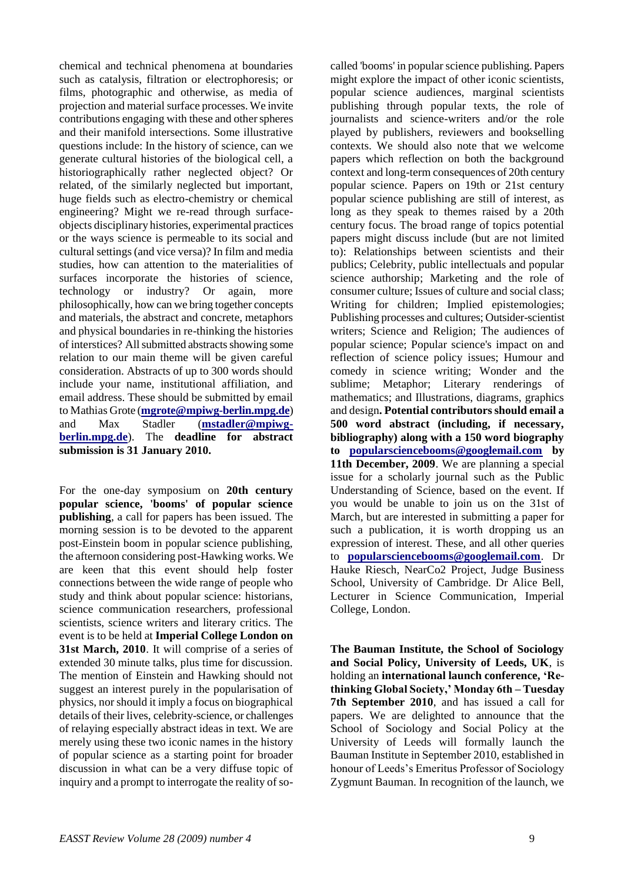chemical and technical phenomena at boundaries such as catalysis, filtration or electrophoresis; or films, photographic and otherwise, as media of projection and material surface processes. We invite contributions engaging with these and other spheres and their manifold intersections. Some illustrative questions include: In the history of science, can we generate cultural histories of the biological cell, a historiographically rather neglected object? Or related, of the similarly neglected but important, huge fields such as electro-chemistry or chemical engineering? Might we re-read through surface-objects disciplinary histories, experimental practices or the ways science is permeable to its social and cultural settings (and vice versa)? In film and media studies, how can attention to the materialities of surfaces incorporate the histories of science, technology or industry? Or again, more philosophically, how can we bring together concepts and materials, the abstract and concrete, metaphors and physical boundaries in re-thinking the histories of interstices? All submitted abstracts showing some relation to our main theme will be given careful consideration. Abstracts of up to 300 words should include your name, institutional affiliation, and email address. These should be submitted by email to Mathias Grote (**mgrote@mpiwg-berlin.mpg.de**) and Max Stadler (**mstadler@mpiwg-berlin.mpg.de**). The **deadline for abstract submission is 31 January 2010.**

For the one-day symposium on **20th century popular science, 'booms' of popular science publishing**, a call for papers has been issued. The morning session is to be devoted to the apparent post-Einstein boom in popular science publishing, the afternoon considering post-Hawking works. We are keen that this event should help foster connections between the wide range of people who study and think about popular science: historians, science communication researchers, professional scientists, science writers and literary critics. The event is to be held at **Imperial College London on 31st March, 2010**. It will comprise of a series of extended 30 minute talks, plus time for discussion. The mention of Einstein and Hawking should not suggest an interest purely in the popularisation of physics, nor should it imply a focus on biographical details of their lives, celebrity-science, or challenges of relaying especially abstract ideas in text. We are merely using these two iconic names in the history of popular science as a starting point for broader discussion in what can be a very diffuse topic of inquiry and a prompt to interrogate the reality of so-called 'booms' in popular science publishing. Papers might explore the impact of other iconic scientists, popular science audiences, marginal scientists publishing through popular texts, the role of journalists and science-writers and/or the role played by publishers, reviewers and bookselling contexts. We should also note that we welcome papers which reflection on both the background context and long-term consequences of 20th century popular science. Papers on 19th or 21st century popular science publishing are still of interest, as long as they speak to themes raised by a 20th century focus. The broad range of topics potential papers might discuss include (but are not limited to): Relationships between scientists and their publics; Celebrity, public intellectuals and popular science authorship; Marketing and the role of consumer culture; Issues of culture and social class; Writing for children; Implied epistemologies; Publishing processes and cultures; Outsider-scientist writers; Science and Religion; The audiences of popular science; Popular science's impact on and reflection of science policy issues; Humour and comedy in science writing; Wonder and the sublime; Metaphor; Literary renderings of mathematics; and Illustrations, diagrams, graphics and design**. Potential contributors should email a 500 word abstract (including, if necessary, bibliography) along with a 150 word biography to popularsciencebooms@googlemail.com by 11th December, 2009**. We are planning a special issue for a scholarly journal such as the Public Understanding of Science, based on the event. If you would be unable to join us on the 31st of March, but are interested in submitting a paper for such a publication, it is worth dropping us an expression of interest. These, and all other queries to **popularsciencebooms@googlemail.com**. Dr Hauke Riesch, NearCo2 Project, Judge Business School, University of Cambridge. Dr Alice Bell, Lecturer in Science Communication, Imperial College, London.

**The Bauman Institute, the School of Sociology and Social Policy, University of Leeds, UK**, is holding an **international launch conference, 'Re-thinking Global Society,' Monday 6th – Tuesday 7th September 2010**, and has issued a call for papers. We are delighted to announce that the School of Sociology and Social Policy at the University of Leeds will formally launch the Bauman Institute in September 2010, established in honour of Leeds's Emeritus Professor of Sociology Zygmunt Bauman. In recognition of the launch, we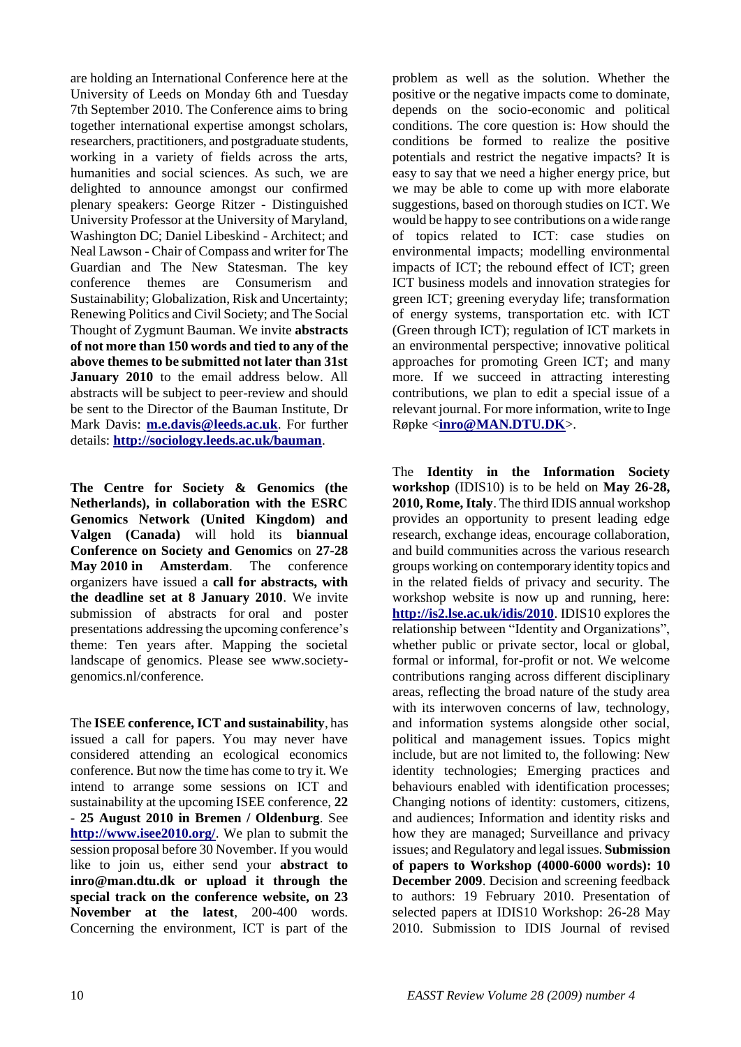are holding an International Conference here at the University of Leeds on Monday 6th and Tuesday 7th September 2010. The Conference aims to bring together international expertise amongst scholars, researchers, practitioners, and postgraduate students, working in a variety of fields across the arts, humanities and social sciences. As such, we are delighted to announce amongst our confirmed plenary speakers: George Ritzer - Distinguished University Professor at the University of Maryland, Washington DC; Daniel Libeskind - Architect; and Neal Lawson - Chair of Compass and writer for The Guardian and The New Statesman. The key conference themes are Consumerism and Sustainability; Globalization, Risk and Uncertainty; Renewing Politics and Civil Society; and The Social Thought of Zygmunt Bauman. We invite **abstracts of not more than 150 words and tied to any of the above themes to be submitted not later than 31st January 2010** to the email address below. All abstracts will be subject to peer-review and should be sent to the Director of the Bauman Institute, Dr Mark Davis: **m.e.davis@leeds.ac.uk**. For further details: **http://sociology.leeds.ac.uk/bauman**.

**The Centre for Society & Genomics (the Netherlands), in collaboration with the ESRC Genomics Network (United Kingdom) and Valgen (Canada)** will hold its **biannual Conference on Society and Genomics** on **27-28 May 2010 in Amsterdam**. The conference organizers have issued a **call for abstracts, with the deadline set at 8 January 2010**. We invite submission of abstracts for oral and poster presentations addressing the upcoming conference's theme: Ten years after. Mapping the societal landscape of genomics. Please see www.society-genomics.nl/conference.

The **ISEE conference, ICT and sustainability**, has issued a call for papers. You may never have considered attending an ecological economics conference. But now the time has come to try it. We intend to arrange some sessions on ICT and sustainability at the upcoming ISEE conference, **22 - 25 August 2010 in Bremen / Oldenburg**. See **http://www.isee2010.org/**. We plan to submit the session proposal before 30 November. If you would like to join us, either send your **abstract to inro@man.dtu.dk or upload it through the special track on the conference website, on 23 November at the latest**, 200-400 words. Concerning the environment, ICT is part of the problem as well as the solution. Whether the positive or the negative impacts come to dominate, depends on the socio-economic and political conditions. The core question is: How should the conditions be formed to realize the positive potentials and restrict the negative impacts? It is easy to say that we need a higher energy price, but we may be able to come up with more elaborate suggestions, based on thorough studies on ICT. We would be happy to see contributions on a wide range of topics related to ICT: case studies on environmental impacts; modelling environmental impacts of ICT; the rebound effect of ICT; green ICT business models and innovation strategies for green ICT; greening everyday life; transformation of energy systems, transportation etc. with ICT (Green through ICT); regulation of ICT markets in an environmental perspective; innovative political approaches for promoting Green ICT; and many more. If we succeed in attracting interesting contributions, we plan to edit a special issue of a relevant journal. For more information, write to Inge Røpke <**inro@MAN.DTU.DK**>.

The **Identity in the Information Society workshop** (IDIS10) is to be held on **May 26-28, 2010, Rome, Italy**. The third IDIS annual workshop provides an opportunity to present leading edge research, exchange ideas, encourage collaboration, and build communities across the various research groups working on contemporary identity topics and in the related fields of privacy and security. The workshop website is now up and running, here: **http://is2.lse.ac.uk/idis/2010**. IDIS10 explores the relationship between "Identity and Organizations", whether public or private sector, local or global, formal or informal, for-profit or not. We welcome contributions ranging across different disciplinary areas, reflecting the broad nature of the study area with its interwoven concerns of law, technology, and information systems alongside other social, political and management issues. Topics might include, but are not limited to, the following: New identity technologies; Emerging practices and behaviours enabled with identification processes; Changing notions of identity: customers, citizens, and audiences; Information and identity risks and how they are managed; Surveillance and privacy issues; and Regulatory and legal issues. **Submission of papers to Workshop (4000-6000 words): 10 December 2009**. Decision and screening feedback to authors: 19 February 2010. Presentation of selected papers at IDIS10 Workshop: 26-28 May 2010. Submission to IDIS Journal of revised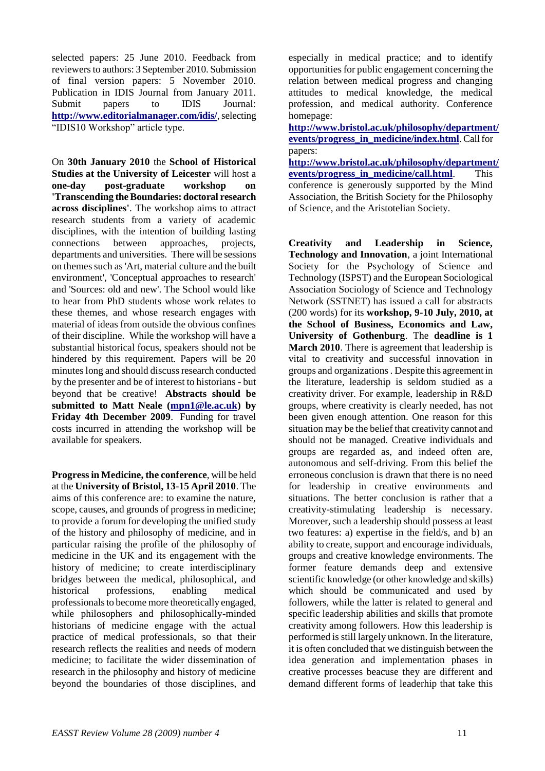selected papers: 25 June 2010. Feedback from reviewers to authors: 3 September 2010. Submission of final version papers: 5 November 2010. Publication in IDIS Journal from January 2011. Submit papers to IDIS Journal: **http://www.editorialmanager.com/idis/**, selecting "IDIS10 Workshop" article type.

On **30th January 2010** the **School of Historical Studies at the University of Leicester** will host a **one-day post-graduate workshop on 'Transcending the Boundaries: doctoral research across disciplines'**. The workshop aims to attract research students from a variety of academic disciplines, with the intention of building lasting connections between approaches, projects, departments and universities. There will be sessions on themes such as 'Art, material culture and the built environment', 'Conceptual approaches to research' and 'Sources: old and new'. The School would like to hear from PhD students whose work relates to these themes, and whose research engages with material of ideas from outside the obvious confines of their discipline. While the workshop will have a substantial historical focus, speakers should not be hindered by this requirement. Papers will be 20 minutes long and should discuss research conducted by the presenter and be of interest to historians - but beyond that be creative! **Abstracts should be submitted to Matt Neale (mpn1@le.ac.uk) by Friday 4th December 2009**. Funding for travel costs incurred in attending the workshop will be available for speakers.

**Progress in Medicine, the conference**, will be held at the **University of Bristol, 13-15 April 2010**. The aims of this conference are: to examine the nature, scope, causes, and grounds of progress in medicine; to provide a forum for developing the unified study of the history and philosophy of medicine, and in particular raising the profile of the philosophy of medicine in the UK and its engagement with the history of medicine; to create interdisciplinary bridges between the medical, philosophical, and historical professions, enabling medical professionals to become more theoretically engaged, while philosophers and philosophically-minded historians of medicine engage with the actual practice of medical professionals, so that their research reflects the realities and needs of modern medicine; to facilitate the wider dissemination of research in the philosophy and history of medicine beyond the boundaries of those disciplines, and especially in medical practice; and to identify opportunities for public engagement concerning the relation between medical progress and changing attitudes to medical knowledge, the medical profession, and medical authority. Conference homepage: **http://www.bristol.ac.uk/philosophy/department/events/progress_in_medicine/index.html**. Call for papers: **http://www.bristol.ac.uk/philosophy/department/events/progress_in_medicine/call.html**. This conference is generously supported by the Mind Association, the British Society for the Philosophy of Science, and the Aristotelian Society.

**Creativity and Leadership in Science, Technology and Innovation**, a joint International Society for the Psychology of Science and Technology (ISPST) and the European Sociological Association Sociology of Science and Technology Network (SSTNET) has issued a call for abstracts (200 words) for its **workshop, 9-10 July, 2010, at the School of Business, Economics and Law, University of Gothenburg**. The **deadline is 1 March 2010**. There is agreement that leadership is vital to creativity and successful innovation in groups and organizations. Despite this agreement in the literature, leadership is seldom studied as a creativity driver. For example, leadership in R&D groups, where creativity is clearly needed, has not been given enough attention. One reason for this situation may be the belief that creativity cannot and should not be managed. Creative individuals and groups are regarded as, and indeed often are, autonomous and self-driving. From this belief the erroneous conclusion is drawn that there is no need for leadership in creative environments and situations. The better conclusion is rather that a creativity-stimulating leadership is necessary. Moreover, such a leadership should possess at least two features: a) expertise in the field/s, and b) an ability to create, support and encourage individuals, groups and creative knowledge environments. The former feature demands deep and extensive scientific knowledge (or other knowledge and skills) which should be communicated and used by followers, while the latter is related to general and specific leadership abilities and skills that promote creativity among followers. How this leadership is performed is still largely unknown. In the literature, it is often concluded that we distinguish between the idea generation and implementation phases in creative processes beacuse they are different and demand different forms of leaderhip that take this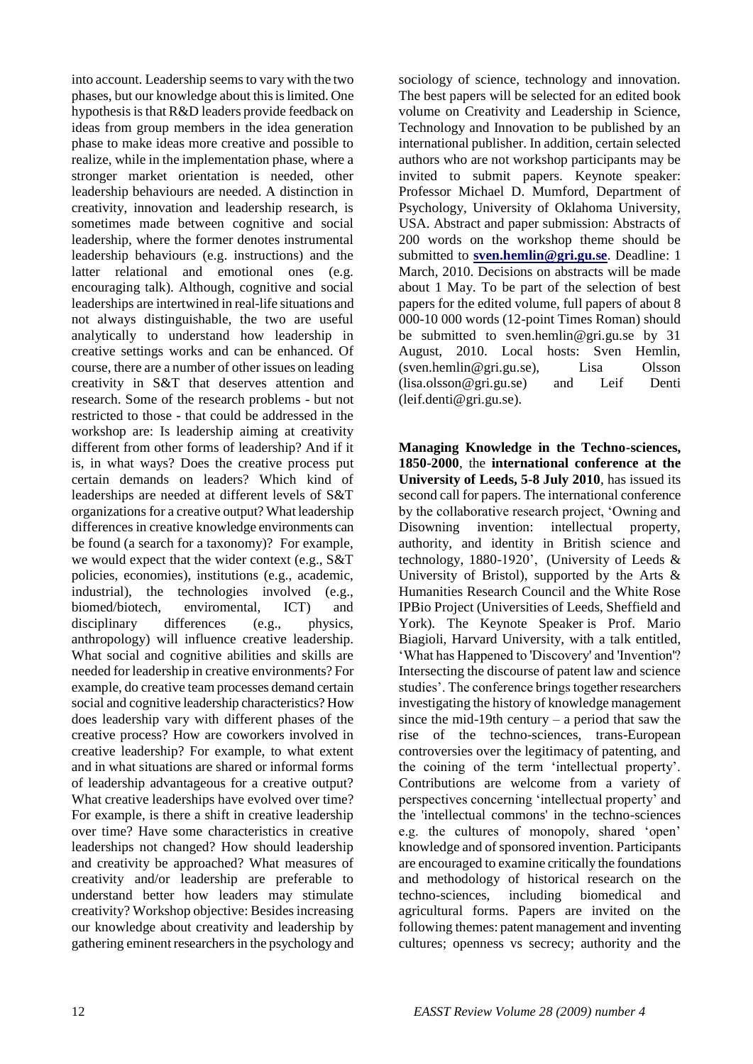into account. Leadership seems to vary with the two phases, but our knowledge about this is limited. One hypothesis is that R&D leaders provide feedback on ideas from group members in the idea generation phase to make ideas more creative and possible to realize, while in the implementation phase, where a stronger market orientation is needed, other leadership behaviours are needed. A distinction in creativity, innovation and leadership research, is sometimes made between cognitive and social leadership, where the former denotes instrumental leadership behaviours (e.g. instructions) and the latter relational and emotional ones (e.g. encouraging talk). Although, cognitive and social leaderships are intertwined in real-life situations and not always distinguishable, the two are useful analytically to understand how leadership in creative settings works and can be enhanced. Of course, there are a number of other issues on leading creativity in S&T that deserves attention and research. Some of the research problems - but not restricted to those - that could be addressed in the workshop are: Is leadership aiming at creativity different from other forms of leadership? And if it is, in what ways? Does the creative process put certain demands on leaders? Which kind of leaderships are needed at different levels of S&T organizations for a creative output? What leadership differences in creative knowledge environments can be found (a search for a taxonomy)? For example, we would expect that the wider context (e.g., S&T policies, economies), institutions (e.g., academic, industrial), the technologies involved (e.g., biomed/biotech, enviromental, ICT) and disciplinary differences (e.g., physics, anthropology) will influence creative leadership. What social and cognitive abilities and skills are needed for leadership in creative environments? For example, do creative team processes demand certain social and cognitive leadership characteristics? How does leadership vary with different phases of the creative process? How are coworkers involved in creative leadership? For example, to what extent and in what situations are shared or informal forms of leadership advantageous for a creative output? What creative leaderships have evolved over time? For example, is there a shift in creative leadership over time? Have some characteristics in creative leaderships not changed? How should leadership and creativity be approached? What measures of creativity and/or leadership are preferable to understand better how leaders may stimulate creativity? Workshop objective: Besides increasing our knowledge about creativity and leadership by gathering eminent researchers in the psychology and sociology of science, technology and innovation. The best papers will be selected for an edited book volume on Creativity and Leadership in Science, Technology and Innovation to be published by an international publisher. In addition, certain selected authors who are not workshop participants may be invited to submit papers. Keynote speaker: Professor Michael D. Mumford, Department of Psychology, University of Oklahoma University, USA. Abstract and paper submission: Abstracts of 200 words on the workshop theme should be submitted to **sven.hemlin@gri.gu.se**. Deadline: 1 March, 2010. Decisions on abstracts will be made about 1 May. To be part of the selection of best papers for the edited volume, full papers of about 8 000-10 000 words (12-point Times Roman) should be submitted to sven.hemlin@gri.gu.se by 31 August, 2010. Local hosts: Sven Hemlin, (sven.hemlin@gri.gu.se), Lisa Olsson (lisa.olsson@gri.gu.se) and Leif Denti (leif.denti@gri.gu.se).

**Managing Knowledge in the Techno-sciences, 1850-2000**, the **international conference at the University of Leeds, 5-8 July 2010**, has issued its second call for papers. The international conference by the collaborative research project, 'Owning and Disowning invention: intellectual property, authority, and identity in British science and technology, 1880-1920', (University of Leeds & University of Bristol), supported by the Arts & Humanities Research Council and the White Rose IPBio Project (Universities of Leeds, Sheffield and York). The Keynote Speaker is Prof. Mario Biagioli, Harvard University, with a talk entitled, 'What has Happened to 'Discovery' and 'Invention''? Intersecting the discourse of patent law and science studies'. The conference brings together researchers investigating the history of knowledge management since the mid-19th century – a period that saw the rise of the techno-sciences, trans-European controversies over the legitimacy of patenting, and the coining of the term 'intellectual property'. Contributions are welcome from a variety of perspectives concerning 'intellectual property' and the 'intellectual commons' in the techno-sciences e.g. the cultures of monopoly, shared 'open' knowledge and of sponsored invention. Participants are encouraged to examine critically the foundations and methodology of historical research on the techno-sciences, including biomedical and agricultural forms. Papers are invited on the following themes: patent management and inventing cultures; openness vs secrecy; authority and the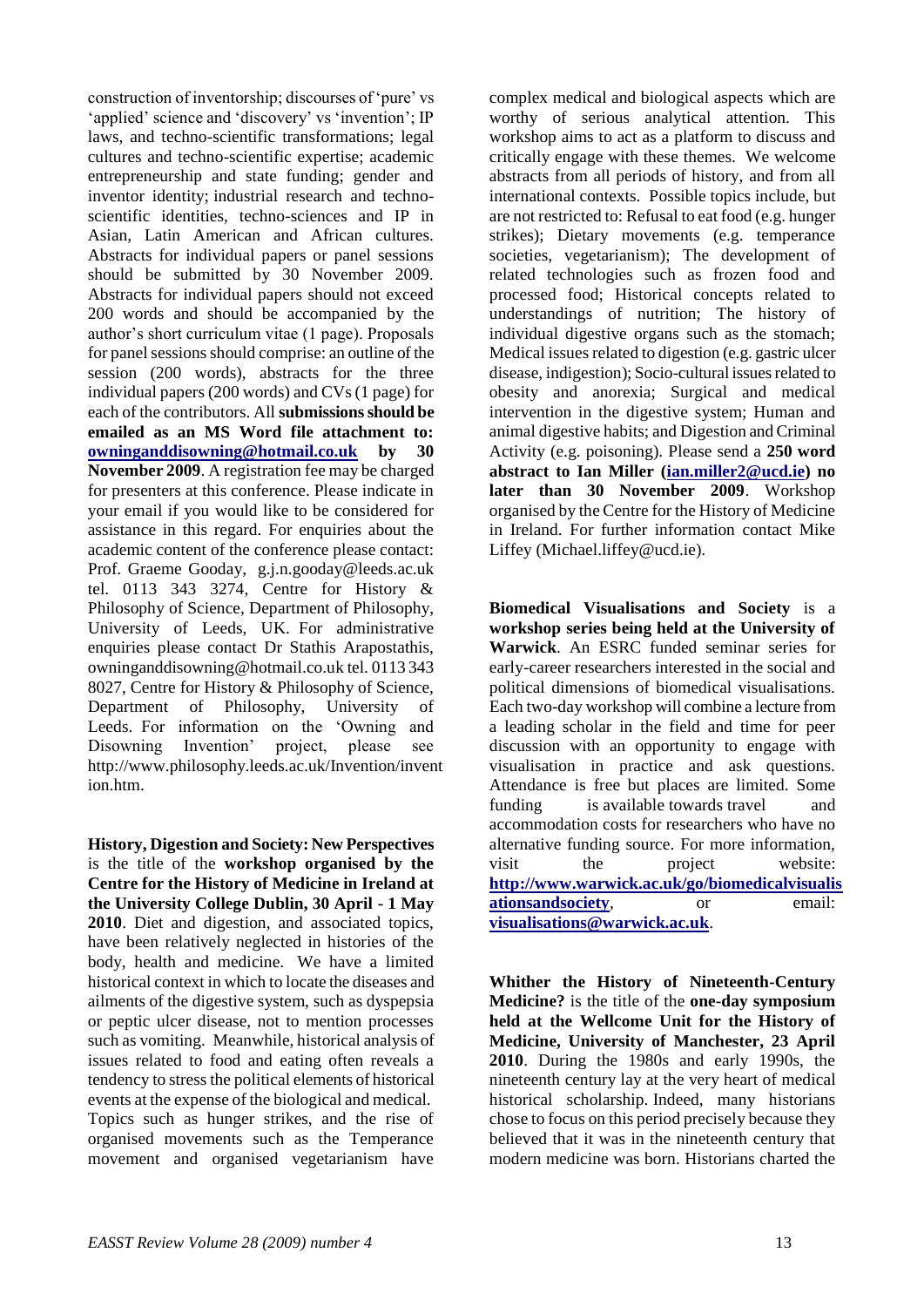construction of inventorship; discourses of 'pure' vs 'applied' science and 'discovery' vs 'invention'; IP laws, and techno-scientific transformations; legal cultures and techno-scientific expertise; academic entrepreneurship and state funding; gender and inventor identity; industrial research and techno-scientific identities, techno-sciences and IP in Asian, Latin American and African cultures. Abstracts for individual papers or panel sessions should be submitted by 30 November 2009. Abstracts for individual papers should not exceed 200 words and should be accompanied by the author's short curriculum vitae (1 page). Proposals for panel sessions should comprise: an outline of the session (200 words), abstracts for the three individual papers (200 words) and CVs (1 page) for each of the contributors. All **submissions should be emailed as an MS Word file attachment to: owninganddisowning@hotmail.co.uk by 30 November 2009**. A registration fee may be charged for presenters at this conference. Please indicate in your email if you would like to be considered for assistance in this regard. For enquiries about the academic content of the conference please contact: Prof. Graeme Gooday, g.j.n.gooday@leeds.ac.uk tel. 0113 343 3274, Centre for History & Philosophy of Science, Department of Philosophy, University of Leeds, UK. For administrative enquiries please contact Dr Stathis Arapostathis, owninganddisowning@hotmail.co.uk tel. 0113 343 8027, Centre for History & Philosophy of Science, Department of Philosophy, University of Leeds. For information on the 'Owning and Disowning Invention' project, please see http://www.philosophy.leeds.ac.uk/Invention/invention.htm.

**History, Digestion and Society: New Perspectives** is the title of the **workshop organised by the Centre for the History of Medicine in Ireland at the University College Dublin, 30 April - 1 May 2010**. Diet and digestion, and associated topics, have been relatively neglected in histories of the body, health and medicine. We have a limited historical context in which to locate the diseases and ailments of the digestive system, such as dyspepsia or peptic ulcer disease, not to mention processes such as vomiting. Meanwhile, historical analysis of issues related to food and eating often reveals a tendency to stress the political elements of historical events at the expense of the biological and medical. Topics such as hunger strikes, and the rise of organised movements such as the Temperance movement and organised vegetarianism have complex medical and biological aspects which are worthy of serious analytical attention. This workshop aims to act as a platform to discuss and critically engage with these themes. We welcome abstracts from all periods of history, and from all international contexts. Possible topics include, but are not restricted to: Refusal to eat food (e.g. hunger strikes); Dietary movements (e.g. temperance societies, vegetarianism); The development of related technologies such as frozen food and processed food; Historical concepts related to understandings of nutrition; The history of individual digestive organs such as the stomach; Medical issues related to digestion (e.g. gastric ulcer disease, indigestion); Socio-cultural issues related to obesity and anorexia; Surgical and medical intervention in the digestive system; Human and animal digestive habits; and Digestion and Criminal Activity (e.g. poisoning). Please send a **250 word abstract to Ian Miller (ian.miller2@ucd.ie) no later than 30 November 2009**. Workshop organised by the Centre for the History of Medicine in Ireland. For further information contact Mike Liffey (Michael.liffey@ucd.ie).

**Biomedical Visualisations and Society** is a **workshop series being held at the University of Warwick**. An ESRC funded seminar series for early-career researchers interested in the social and political dimensions of biomedical visualisations. Each two-day workshop will combine a lecture from a leading scholar in the field and time for peer discussion with an opportunity to engage with visualisation in practice and ask questions. Attendance is free but places are limited. Some funding is available towards travel and accommodation costs for researchers who have no alternative funding source. For more information, visit the project website: **http://www.warwick.ac.uk/go/biomedicalvisualisationsandsociety**, or email: **visualisations@warwick.ac.uk**.

**Whither the History of Nineteenth-Century Medicine?** is the title of the **one-day symposium held at the Wellcome Unit for the History of Medicine, University of Manchester, 23 April 2010**. During the 1980s and early 1990s, the nineteenth century lay at the very heart of medical historical scholarship. Indeed, many historians chose to focus on this period precisely because they believed that it was in the nineteenth century that modern medicine was born. Historians charted the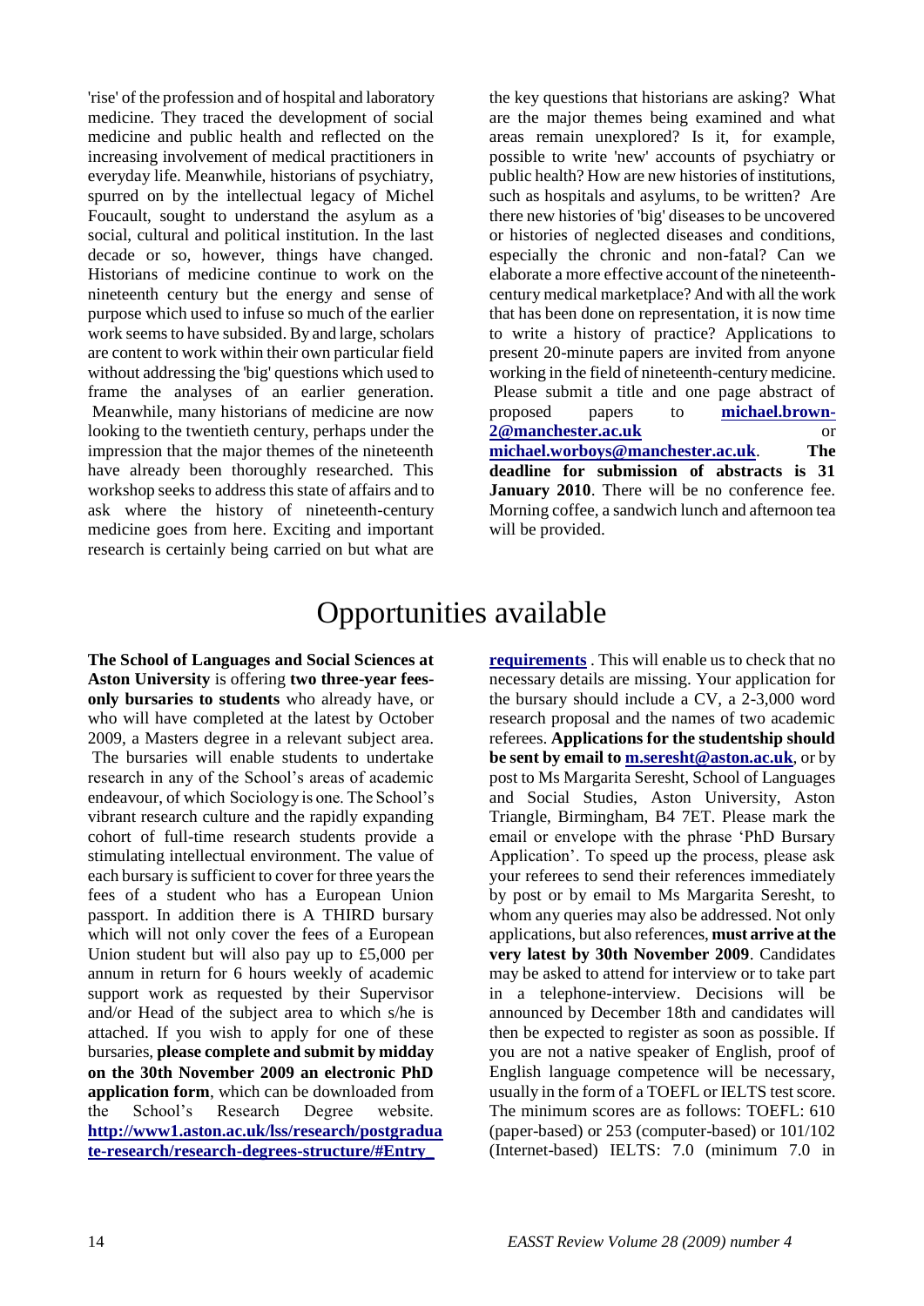'rise' of the profession and of hospital and laboratory medicine. They traced the development of social medicine and public health and reflected on the increasing involvement of medical practitioners in everyday life. Meanwhile, historians of psychiatry, spurred on by the intellectual legacy of Michel Foucault, sought to understand the asylum as a social, cultural and political institution. In the last decade or so, however, things have changed. Historians of medicine continue to work on the nineteenth century but the energy and sense of purpose which used to infuse so much of the earlier work seems to have subsided. By and large, scholars are content to work within their own particular field without addressing the 'big' questions which used to frame the analyses of an earlier generation. Meanwhile, many historians of medicine are now looking to the twentieth century, perhaps under the impression that the major themes of the nineteenth have already been thoroughly researched. This workshop seeks to address this state of affairs and to ask where the history of nineteenth-century medicine goes from here. Exciting and important research is certainly being carried on but what are the key questions that historians are asking? What are the major themes being examined and what areas remain unexplored? Is it, for example, possible to write 'new' accounts of psychiatry or public health? How are new histories of institutions, such as hospitals and asylums, to be written? Are there new histories of 'big' diseases to be uncovered or histories of neglected diseases and conditions, especially the chronic and non-fatal? Can we elaborate a more effective account of the nineteenth-century medical marketplace? And with all the work that has been done on representation, it is now time to write a history of practice? Applications to present 20-minute papers are invited from anyone working in the field of nineteenth-century medicine. Please submit a title and one page abstract of proposed papers to **michael.brown-2@manchester.ac.uk** or **michael.worboys@manchester.ac.uk**. **The deadline for submission of abstracts is 31 January 2010**. There will be no conference fee. Morning coffee, a sandwich lunch and afternoon tea will be provided.

# Opportunities available

**The School of Languages and Social Sciences at Aston University** is offering **two three-year fees-only bursaries to students** who already have, or who will have completed at the latest by October 2009, a Masters degree in a relevant subject area. The bursaries will enable students to undertake research in any of the School's areas of academic endeavour, of which Sociology is one. The School's vibrant research culture and the rapidly expanding cohort of full-time research students provide a stimulating intellectual environment. The value of each bursary is sufficient to cover for three years the fees of a student who has a European Union passport. In addition there is A THIRD bursary which will not only cover the fees of a European Union student but will also pay up to £5,000 per annum in return for 6 hours weekly of academic support work as requested by their Supervisor and/or Head of the subject area to which s/he is attached. If you wish to apply for one of these bursaries, **please complete and submit by midday on the 30th November 2009 an electronic PhD application form**, which can be downloaded from the School's Research Degree website. **http://www1.aston.ac.uk/lss/research/postgraduate-research/research-degrees-structure/#Entry_requirements** . This will enable us to check that no necessary details are missing. Your application for the bursary should include a CV, a 2-3,000 word research proposal and the names of two academic referees. **Applications for the studentship should be sent by email to m.seresht@aston.ac.uk**, or by post to Ms Margarita Seresht, School of Languages and Social Studies, Aston University, Aston Triangle, Birmingham, B4 7ET. Please mark the email or envelope with the phrase 'PhD Bursary Application'. To speed up the process, please ask your referees to send their references immediately by post or by email to Ms Margarita Seresht, to whom any queries may also be addressed. Not only applications, but also references, **must arrive at the very latest by 30th November 2009**. Candidates may be asked to attend for interview or to take part in a telephone-interview. Decisions will be announced by December 18th and candidates will then be expected to register as soon as possible. If you are not a native speaker of English, proof of English language competence will be necessary, usually in the form of a TOEFL or IELTS test score. The minimum scores are as follows: TOEFL: 610 (paper-based) or 253 (computer-based) or 101/102 (Internet-based) IELTS: 7.0 (minimum 7.0 in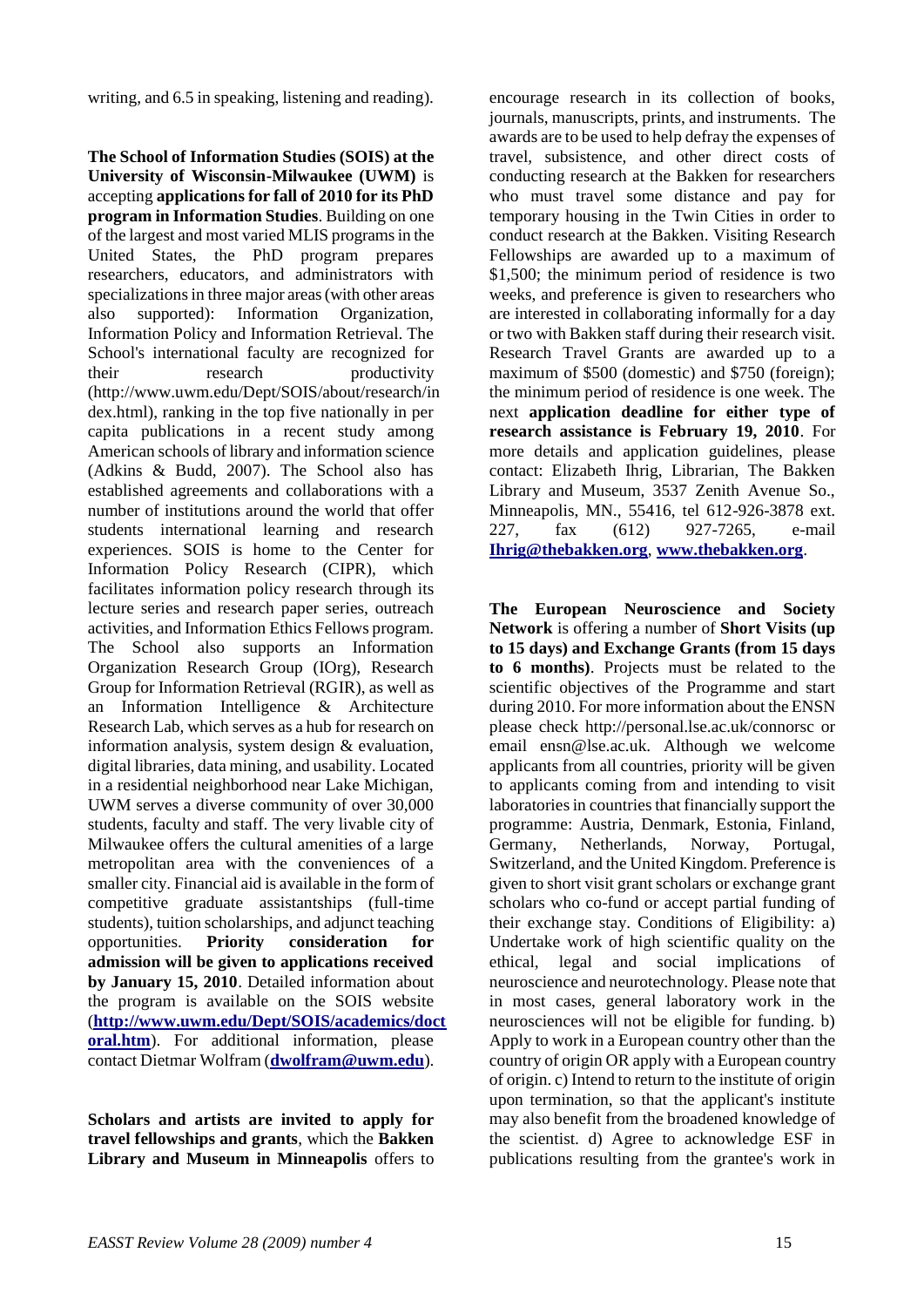writing, and 6.5 in speaking, listening and reading).

**The School of Information Studies (SOIS) at the University of Wisconsin-Milwaukee (UWM)** is accepting **applications for fall of 2010 for its PhD program in Information Studies**. Building on one of the largest and most varied MLIS programs in the United States, the PhD program prepares researchers, educators, and administrators with specializations in three major areas (with other areas also supported): Information Organization, Information Policy and Information Retrieval. The School's international faculty are recognized for their research productivity (http://www.uwm.edu/Dept/SOIS/about/research/index.html), ranking in the top five nationally in per capita publications in a recent study among American schools of library and information science (Adkins & Budd, 2007). The School also has established agreements and collaborations with a number of institutions around the world that offer students international learning and research experiences. SOIS is home to the Center for Information Policy Research (CIPR), which facilitates information policy research through its lecture series and research paper series, outreach activities, and Information Ethics Fellows program. The School also supports an Information Organization Research Group (IOrg), Research Group for Information Retrieval (RGIR), as well as an Information Intelligence & Architecture Research Lab, which serves as a hub for research on information analysis, system design & evaluation, digital libraries, data mining, and usability. Located in a residential neighborhood near Lake Michigan, UWM serves a diverse community of over 30,000 students, faculty and staff. The very livable city of Milwaukee offers the cultural amenities of a large metropolitan area with the conveniences of a smaller city. Financial aid is available in the form of competitive graduate assistantships (full-time students), tuition scholarships, and adjunct teaching opportunities. **Priority consideration for admission will be given to applications received by January 15, 2010**. Detailed information about the program is available on the SOIS website (**http://www.uwm.edu/Dept/SOIS/academics/doctoral.htm**). For additional information, please contact Dietmar Wolfram (**dwolfram@uwm.edu**).

**Scholars and artists are invited to apply for travel fellowships and grants**, which the **Bakken Library and Museum in Minneapolis** offers to encourage research in its collection of books, journals, manuscripts, prints, and instruments. The awards are to be used to help defray the expenses of travel, subsistence, and other direct costs of conducting research at the Bakken for researchers who must travel some distance and pay for temporary housing in the Twin Cities in order to conduct research at the Bakken. Visiting Research Fellowships are awarded up to a maximum of $1,500; the minimum period of residence is two weeks, and preference is given to researchers who are interested in collaborating informally for a day or two with Bakken staff during their research visit. Research Travel Grants are awarded up to a maximum of $500 (domestic) and $750 (foreign); the minimum period of residence is one week. The next **application deadline for either type of research assistance is February 19, 2010**. For more details and application guidelines, please contact: Elizabeth Ihrig, Librarian, The Bakken Library and Museum, 3537 Zenith Avenue So., Minneapolis, MN., 55416, tel 612-926-3878 ext. 227, fax (612) 927-7265, e-mail **Ihrig@thebakken.org**, **www.thebakken.org**.

**The European Neuroscience and Society Network** is offering a number of **Short Visits (up to 15 days) and Exchange Grants (from 15 days to 6 months)**. Projects must be related to the scientific objectives of the Programme and start during 2010. For more information about the ENSN please check http://personal.lse.ac.uk/connorsc or email ensn@lse.ac.uk. Although we welcome applicants from all countries, priority will be given to applicants coming from and intending to visit laboratories in countries that financially support the programme: Austria, Denmark, Estonia, Finland, Germany, Netherlands, Norway, Portugal, Switzerland, and the United Kingdom. Preference is given to short visit grant scholars or exchange grant scholars who co-fund or accept partial funding of their exchange stay. Conditions of Eligibility: a) Undertake work of high scientific quality on the ethical, legal and social implications of neuroscience and neurotechnology. Please note that in most cases, general laboratory work in the neurosciences will not be eligible for funding. b) Apply to work in a European country other than the country of origin OR apply with a European country of origin. c) Intend to return to the institute of origin upon termination, so that the applicant's institute may also benefit from the broadened knowledge of the scientist. d) Agree to acknowledge ESF in publications resulting from the grantee's work in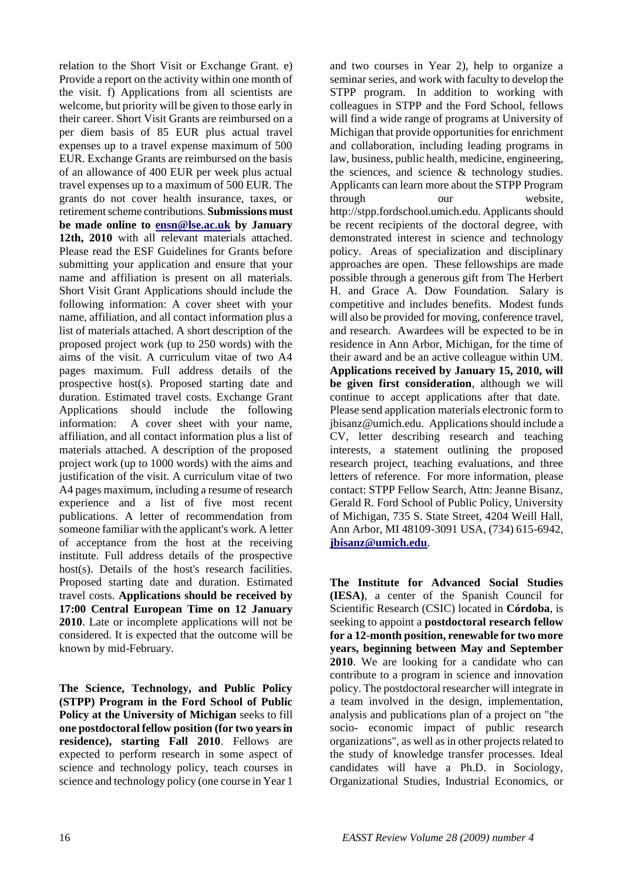relation to the Short Visit or Exchange Grant. e) Provide a report on the activity within one month of the visit. f) Applications from all scientists are welcome, but priority will be given to those early in their career. Short Visit Grants are reimbursed on a per diem basis of 85 EUR plus actual travel expenses up to a travel expense maximum of 500 EUR. Exchange Grants are reimbursed on the basis of an allowance of 400 EUR per week plus actual travel expenses up to a maximum of 500 EUR. The grants do not cover health insurance, taxes, or retirement scheme contributions. **Submissions must be made online to [ensn@lse.ac.uk](mailto:ensn@lse.ac.uk) by January 12th, 2010** with all relevant materials attached. Please read the ESF Guidelines for Grants before submitting your application and ensure that your name and affiliation is present on all materials. Short Visit Grant Applications should include the following information: A cover sheet with your name, affiliation, and all contact information plus a list of materials attached. A short description of the proposed project work (up to 250 words) with the aims of the visit. A curriculum vitae of two A4 pages maximum. Full address details of the prospective host(s). Proposed starting date and duration. Estimated travel costs. Exchange Grant Applications should include the following information: A cover sheet with your name, affiliation, and all contact information plus a list of materials attached. A description of the proposed project work (up to 1000 words) with the aims and justification of the visit. A curriculum vitae of two A4 pages maximum, including a resume of research experience and a list of five most recent publications. A letter of recommendation from someone familiar with the applicant's work. A letter of acceptance from the host at the receiving institute. Full address details of the prospective host(s). Details of the host's research facilities. Proposed starting date and duration. Estimated travel costs. **Applications should be received by 17:00 Central European Time on 12 January 2010**. Late or incomplete applications will not be considered. It is expected that the outcome will be known by mid-February.

**The Science, Technology, and Public Policy (STPP) Program in the Ford School of Public Policy at the University of Michigan** seeks to fill **one postdoctoral fellow position (for two years in residence), starting Fall 2010**. Fellows are expected to perform research in some aspect of science and technology policy, teach courses in science and technology policy (one course in Year 1 and two courses in Year 2), help to organize a seminar series, and work with faculty to develop the STPP program. In addition to working with colleagues in STPP and the Ford School, fellows will find a wide range of programs at University of Michigan that provide opportunities for enrichment and collaboration, including leading programs in law, business, public health, medicine, engineering, the sciences, and science & technology studies. Applicants can learn more about the STPP Program through our website, http://stpp.fordschool.umich.edu. Applicants should be recent recipients of the doctoral degree, with demonstrated interest in science and technology policy. Areas of specialization and disciplinary approaches are open. These fellowships are made possible through a generous gift from The Herbert H. and Grace A. Dow Foundation. Salary is competitive and includes benefits. Modest funds will also be provided for moving, conference travel, and research. Awardees will be expected to be in residence in Ann Arbor, Michigan, for the time of their award and be an active colleague within UM. **Applications received by January 15, 2010, will be given first consideration**, although we will continue to accept applications after that date. Please send application materials electronic form to jbisanz@umich.edu. Applications should include a CV, letter describing research and teaching interests, a statement outlining the proposed research project, teaching evaluations, and three letters of reference. For more information, please contact: STPP Fellow Search, Attn: Jeanne Bisanz, Gerald R. Ford School of Public Policy, University of Michigan, 735 S. State Street, 4204 Weill Hall, Ann Arbor, MI 48109-3091 USA, (734) 615-6942, [jbisanz@umich.edu](mailto:jbisanz@umich.edu).

**The Institute for Advanced Social Studies (IESA)**, a center of the Spanish Council for Scientific Research (CSIC) located in **Córdoba**, is seeking to appoint a **postdoctoral research fellow for a 12-month position, renewable for two more years, beginning between May and September 2010**. We are looking for a candidate who can contribute to a program in science and innovation policy. The postdoctoral researcher will integrate in a team involved in the design, implementation, analysis and publications plan of a project on "the socio- economic impact of public research organizations", as well as in other projects related to the study of knowledge transfer processes. Ideal candidates will have a Ph.D. in Sociology, Organizational Studies, Industrial Economics, or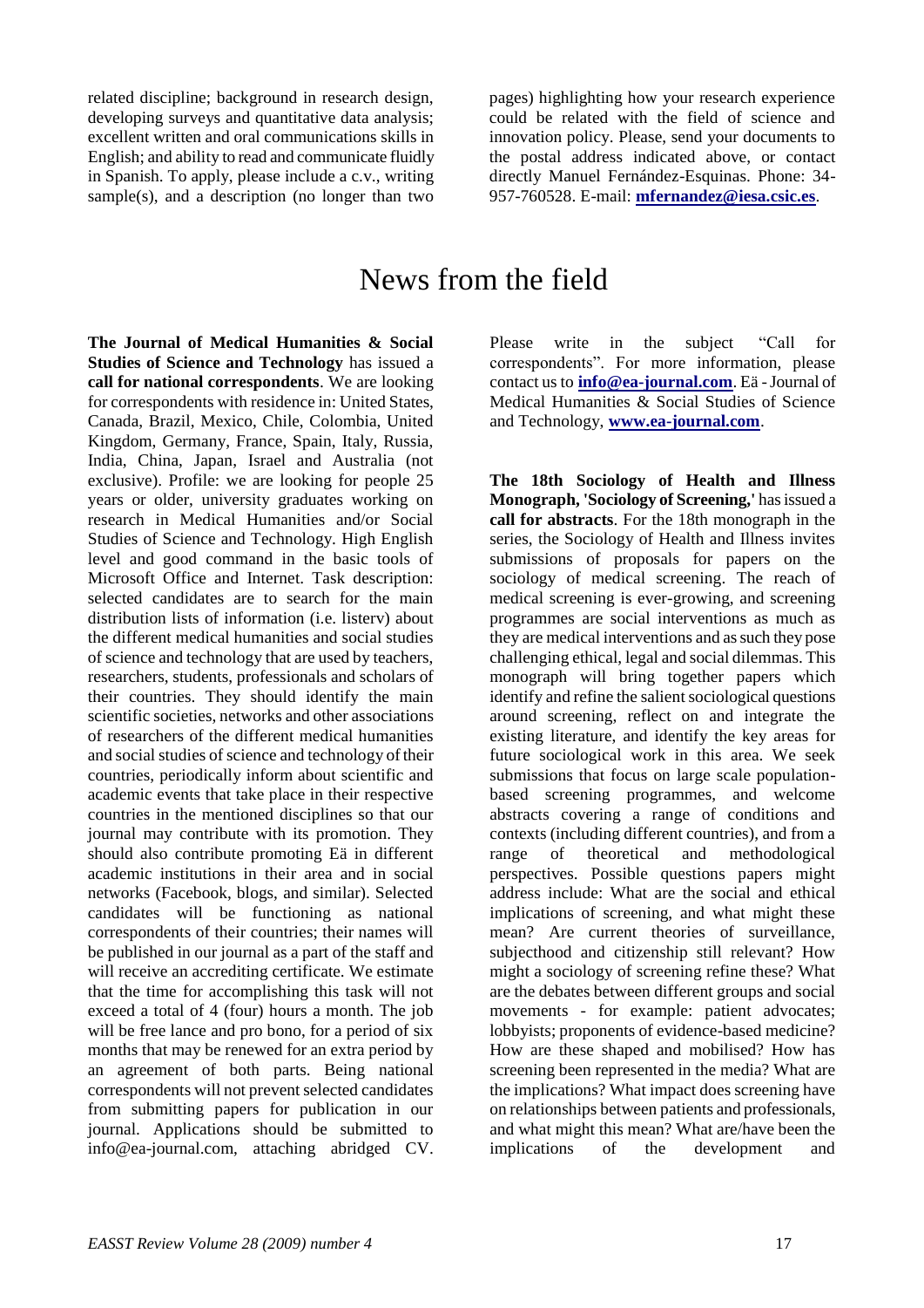related discipline; background in research design, developing surveys and quantitative data analysis; excellent written and oral communications skills in English; and ability to read and communicate fluidly in Spanish. To apply, please include a c.v., writing sample(s), and a description (no longer than two pages) highlighting how your research experience could be related with the field of science and innovation policy. Please, send your documents to the postal address indicated above, or contact directly Manuel Fernández-Esquinas. Phone: 34-957-760528. E-mail: **mfernandez@iesa.csic.es**.

# News from the field

**The Journal of Medical Humanities & Social Studies of Science and Technology** has issued a **call for national correspondents**. We are looking for correspondents with residence in: United States, Canada, Brazil, Mexico, Chile, Colombia, United Kingdom, Germany, France, Spain, Italy, Russia, India, China, Japan, Israel and Australia (not exclusive). Profile: we are looking for people 25 years or older, university graduates working on research in Medical Humanities and/or Social Studies of Science and Technology. High English level and good command in the basic tools of Microsoft Office and Internet. Task description: selected candidates are to search for the main distribution lists of information (i.e. listerv) about the different medical humanities and social studies of science and technology that are used by teachers, researchers, students, professionals and scholars of their countries. They should identify the main scientific societies, networks and other associations of researchers of the different medical humanities and social studies of science and technology of their countries, periodically inform about scientific and academic events that take place in their respective countries in the mentioned disciplines so that our journal may contribute with its promotion. They should also contribute promoting Eä in different academic institutions in their area and in social networks (Facebook, blogs, and similar). Selected candidates will be functioning as national correspondents of their countries; their names will be published in our journal as a part of the staff and will receive an accrediting certificate. We estimate that the time for accomplishing this task will not exceed a total of 4 (four) hours a month. The job will be free lance and pro bono, for a period of six months that may be renewed for an extra period by an agreement of both parts. Being national correspondents will not prevent selected candidates from submitting papers for publication in our journal. Applications should be submitted to info@ea-journal.com, attaching abridged CV. Please write in the subject "Call for correspondents". For more information, please contact us to **info@ea-journal.com**. Eä - Journal of Medical Humanities & Social Studies of Science and Technology, **www.ea-journal.com**.

**The 18th Sociology of Health and Illness Monograph, 'Sociology of Screening,'** has issued a **call for abstracts**. For the 18th monograph in the series, the Sociology of Health and Illness invites submissions of proposals for papers on the sociology of medical screening. The reach of medical screening is ever-growing, and screening programmes are social interventions as much as they are medical interventions and as such they pose challenging ethical, legal and social dilemmas. This monograph will bring together papers which identify and refine the salient sociological questions around screening, reflect on and integrate the existing literature, and identify the key areas for future sociological work in this area. We seek submissions that focus on large scale population-based screening programmes, and welcome abstracts covering a range of conditions and contexts (including different countries), and from a range of theoretical and methodological perspectives. Possible questions papers might address include: What are the social and ethical implications of screening, and what might these mean? Are current theories of surveillance, subjecthood and citizenship still relevant? How might a sociology of screening refine these? What are the debates between different groups and social movements - for example: patient advocates; lobbyists; proponents of evidence-based medicine? How are these shaped and mobilised? How has screening been represented in the media? What are the implications? What impact does screening have on relationships between patients and professionals, and what might this mean? What are/have been the implications of the development and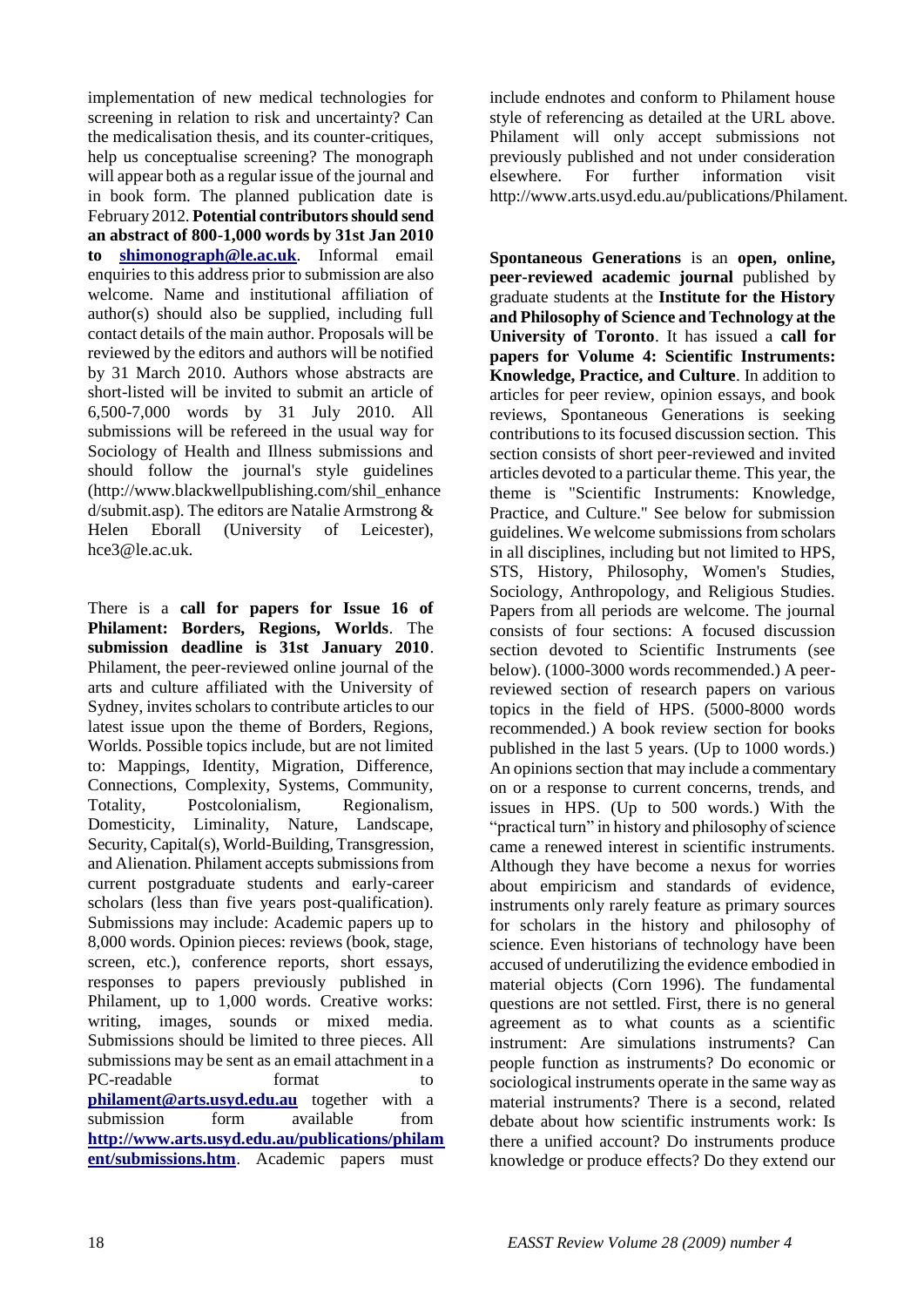implementation of new medical technologies for screening in relation to risk and uncertainty? Can the medicalisation thesis, and its counter-critiques, help us conceptualise screening? The monograph will appear both as a regular issue of the journal and in book form. The planned publication date is February 2012. **Potential contributors should send an abstract of 800-1,000 words by 31st Jan 2010 to [shimonograph@le.ac.uk](mailto:shimonograph@le.ac.uk)**. Informal email enquiries to this address prior to submission are also welcome. Name and institutional affiliation of author(s) should also be supplied, including full contact details of the main author. Proposals will be reviewed by the editors and authors will be notified by 31 March 2010. Authors whose abstracts are short-listed will be invited to submit an article of 6,500-7,000 words by 31 July 2010. All submissions will be refereed in the usual way for Sociology of Health and Illness submissions and should follow the journal's style guidelines (http://www.blackwellpublishing.com/shil_enhanced/submit.asp). The editors are Natalie Armstrong & Helen Eborall (University of Leicester), hce3@le.ac.uk.

There is a **call for papers for Issue 16 of Philament: Borders, Regions, Worlds**. The **submission deadline is 31st January 2010**. Philament, the peer-reviewed online journal of the arts and culture affiliated with the University of Sydney, invites scholars to contribute articles to our latest issue upon the theme of Borders, Regions, Worlds. Possible topics include, but are not limited to: Mappings, Identity, Migration, Difference, Connections, Complexity, Systems, Community, Totality, Postcolonialism, Regionalism, Domesticity, Liminality, Nature, Landscape, Security, Capital(s), World-Building, Transgression, and Alienation. Philament accepts submissions from current postgraduate students and early-career scholars (less than five years post-qualification). Submissions may include: Academic papers up to 8,000 words. Opinion pieces: reviews (book, stage, screen, etc.), conference reports, short essays, responses to papers previously published in Philament, up to 1,000 words. Creative works: writing, images, sounds or mixed media. Submissions should be limited to three pieces. All submissions may be sent as an email attachment in a PC-readable format to **[philament@arts.usyd.edu.au](mailto:philament@arts.usyd.edu.au)** together with a submission form available from **[http://www.arts.usyd.edu.au/publications/philament/submissions.htm](http://www.arts.usyd.edu.au/publications/philament/submissions.htm)**. Academic papers must include endnotes and conform to Philament house style of referencing as detailed at the URL above. Philament will only accept submissions not previously published and not under consideration elsewhere. For further information visit http://www.arts.usyd.edu.au/publications/Philament.

**Spontaneous Generations** is an **open, online, peer-reviewed academic journal** published by graduate students at the **Institute for the History and Philosophy of Science and Technology at the University of Toronto**. It has issued a **call for papers for Volume 4: Scientific Instruments: Knowledge, Practice, and Culture**. In addition to articles for peer review, opinion essays, and book reviews, Spontaneous Generations is seeking contributions to its focused discussion section. This section consists of short peer-reviewed and invited articles devoted to a particular theme. This year, the theme is "Scientific Instruments: Knowledge, Practice, and Culture." See below for submission guidelines. We welcome submissions from scholars in all disciplines, including but not limited to HPS, STS, History, Philosophy, Women's Studies, Sociology, Anthropology, and Religious Studies. Papers from all periods are welcome. The journal consists of four sections: A focused discussion section devoted to Scientific Instruments (see below). (1000-3000 words recommended.) A peer-reviewed section of research papers on various topics in the field of HPS. (5000-8000 words recommended.) A book review section for books published in the last 5 years. (Up to 1000 words.) An opinions section that may include a commentary on or a response to current concerns, trends, and issues in HPS. (Up to 500 words.) With the "practical turn" in history and philosophy of science came a renewed interest in scientific instruments. Although they have become a nexus for worries about empiricism and standards of evidence, instruments only rarely feature as primary sources for scholars in the history and philosophy of science. Even historians of technology have been accused of underutilizing the evidence embodied in material objects (Corn 1996). The fundamental questions are not settled. First, there is no general agreement as to what counts as a scientific instrument: Are simulations instruments? Can people function as instruments? Do economic or sociological instruments operate in the same way as material instruments? There is a second, related debate about how scientific instruments work: Is there a unified account? Do instruments produce knowledge or produce effects? Do they extend our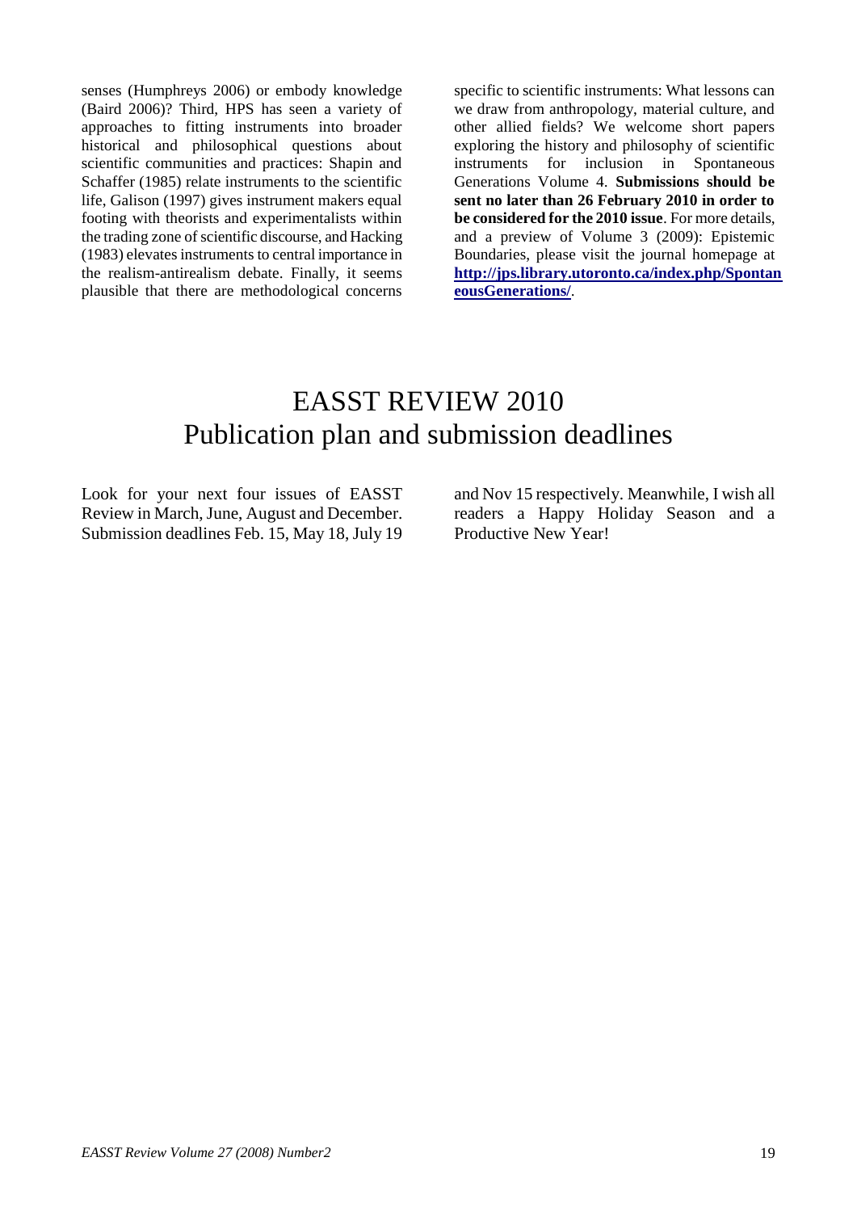senses (Humphreys 2006) or embody knowledge (Baird 2006)? Third, HPS has seen a variety of approaches to fitting instruments into broader historical and philosophical questions about scientific communities and practices: Shapin and Schaffer (1985) relate instruments to the scientific life, Galison (1997) gives instrument makers equal footing with theorists and experimentalists within the trading zone of scientific discourse, and Hacking (1983) elevates instruments to central importance in the realism-antirealism debate. Finally, it seems plausible that there are methodological concerns specific to scientific instruments: What lessons can we draw from anthropology, material culture, and other allied fields? We welcome short papers exploring the history and philosophy of scientific instruments for inclusion in Spontaneous Generations Volume 4. **Submissions should be sent no later than 26 February 2010 in order to be considered for the 2010 issue**. For more details, and a preview of Volume 3 (2009): Epistemic Boundaries, please visit the journal homepage at **http://jps.library.utoronto.ca/index.php/SpontaneousGenerations/**.

# EASST REVIEW 2010
# Publication plan and submission deadlines

Look for your next four issues of EASST Review in March, June, August and December. Submission deadlines Feb. 15, May 18, July 19 and Nov 15 respectively. Meanwhile, I wish all readers a Happy Holiday Season and a Productive New Year!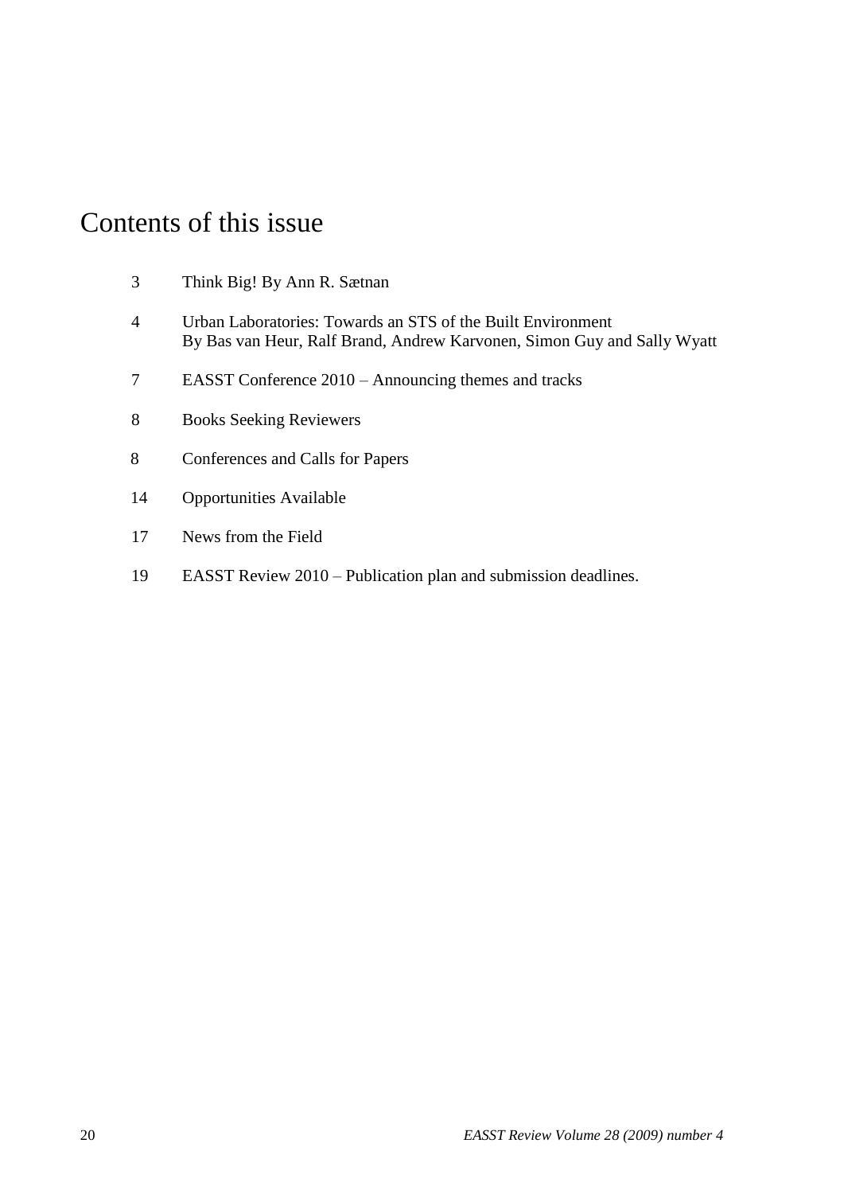# Contents of this issue

| | |
|---|---|
| 3 | Think Big! By Ann R. Sætnan |
| 4 | Urban Laboratories: Towards an STS of the Built Environment<br>By Bas van Heur, Ralf Brand, Andrew Karvonen, Simon Guy and Sally Wyatt |
| 7 | EASST Conference 2010 – Announcing themes and tracks |
| 8 | Books Seeking Reviewers |
| 8 | Conferences and Calls for Papers |
| 14 | Opportunities Available |
| 17 | News from the Field |
| 19 | EASST Review 2010 – Publication plan and submission deadlines. |